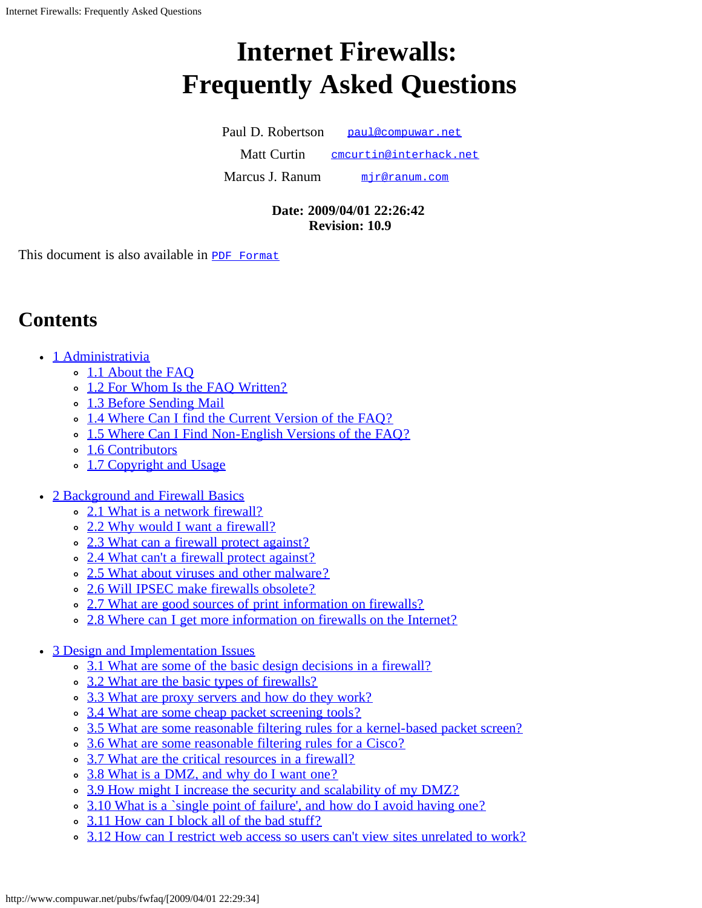# Internet Firewalls: Frequently Asked Questions

Paul D. Robertson paul@compuwar.net

Matt Curtin cmcurtin@interhack.net

Marcus J. Ranum mjr@ranum.com

**Date: 2009/04/01 22:26:42**
**Revision: 10.9**

This document is also available in PDF Format

## Contents

- 1 Administrativia
  - 1.1 About the FAQ
  - 1.2 For Whom Is the FAQ Written?
  - 1.3 Before Sending Mail
  - 1.4 Where Can I find the Current Version of the FAQ?
  - 1.5 Where Can I Find Non-English Versions of the FAQ?
  - 1.6 Contributors
  - 1.7 Copyright and Usage
- 2 Background and Firewall Basics
  - 2.1 What is a network firewall?
  - 2.2 Why would I want a firewall?
  - 2.3 What can a firewall protect against?
  - 2.4 What can't a firewall protect against?
  - 2.5 What about viruses and other malware?
  - 2.6 Will IPSEC make firewalls obsolete?
  - 2.7 What are good sources of print information on firewalls?
  - 2.8 Where can I get more information on firewalls on the Internet?
- 3 Design and Implementation Issues
  - 3.1 What are some of the basic design decisions in a firewall?
  - 3.2 What are the basic types of firewalls?
  - 3.3 What are proxy servers and how do they work?
  - 3.4 What are some cheap packet screening tools?
  - 3.5 What are some reasonable filtering rules for a kernel-based packet screen?
  - 3.6 What are some reasonable filtering rules for a Cisco?
  - 3.7 What are the critical resources in a firewall?
  - 3.8 What is a DMZ, and why do I want one?
  - 3.9 How might I increase the security and scalability of my DMZ?
  - 3.10 What is a `single point of failure', and how do I avoid having one?
  - 3.11 How can I block all of the bad stuff?
  - 3.12 How can I restrict web access so users can't view sites unrelated to work?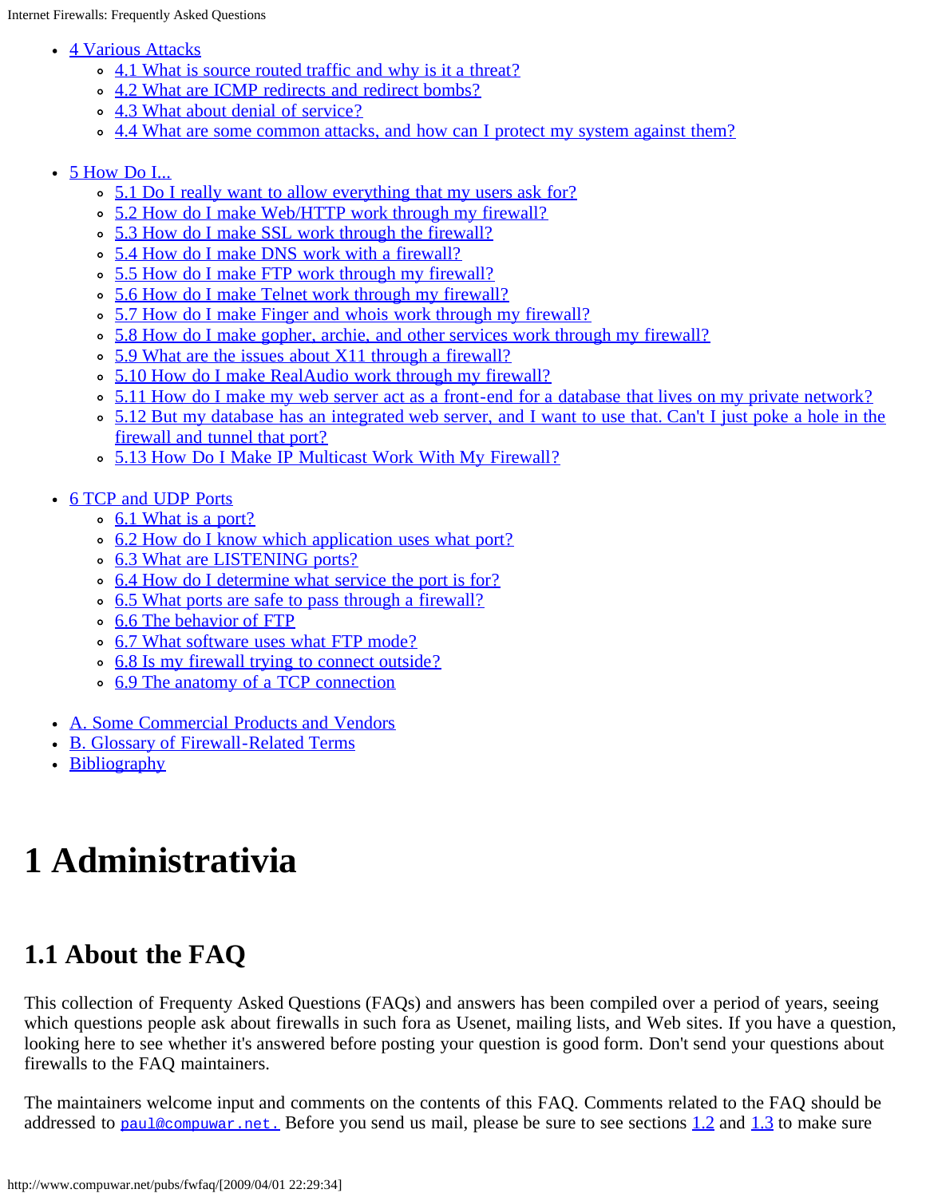- 4 Various Attacks
    - 4.1 What is source routed traffic and why is it a threat?
    - 4.2 What are ICMP redirects and redirect bombs?
    - 4.3 What about denial of service?
    - 4.4 What are some common attacks, and how can I protect my system against them?

- 5 How Do I...
    - 5.1 Do I really want to allow everything that my users ask for?
    - 5.2 How do I make Web/HTTP work through my firewall?
    - 5.3 How do I make SSL work through the firewall?
    - 5.4 How do I make DNS work with a firewall?
    - 5.5 How do I make FTP work through my firewall?
    - 5.6 How do I make Telnet work through my firewall?
    - 5.7 How do I make Finger and whois work through my firewall?
    - 5.8 How do I make gopher, archie, and other services work through my firewall?
    - 5.9 What are the issues about X11 through a firewall?
    - 5.10 How do I make RealAudio work through my firewall?
    - 5.11 How do I make my web server act as a front-end for a database that lives on my private network?
    - 5.12 But my database has an integrated web server, and I want to use that. Can't I just poke a hole in the firewall and tunnel that port?
    - 5.13 How Do I Make IP Multicast Work With My Firewall?

- 6 TCP and UDP Ports
    - 6.1 What is a port?
    - 6.2 How do I know which application uses what port?
    - 6.3 What are LISTENING ports?
    - 6.4 How do I determine what service the port is for?
    - 6.5 What ports are safe to pass through a firewall?
    - 6.6 The behavior of FTP
    - 6.7 What software uses what FTP mode?
    - 6.8 Is my firewall trying to connect outside?
    - 6.9 The anatomy of a TCP connection

- A. Some Commercial Products and Vendors
- B. Glossary of Firewall-Related Terms
- Bibliography

# 1 Administrativia

## 1.1 About the FAQ

This collection of Frequently Asked Questions (FAQs) and answers has been compiled over a period of years, seeing which questions people ask about firewalls in such fora as Usenet, mailing lists, and Web sites. If you have a question, looking here to see whether it's answered before posting your question is good form. Don't send your questions about firewalls to the FAQ maintainers.

The maintainers welcome input and comments on the contents of this FAQ. Comments related to the FAQ should be addressed to `paul@compuwar.net.` Before you send us mail, please be sure to see sections 1.2 and 1.3 to make sure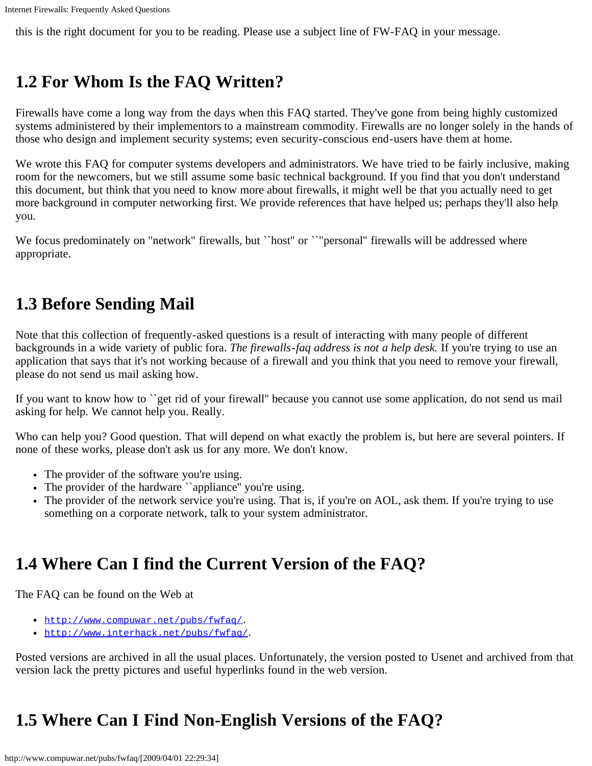this is the right document for you to be reading. Please use a subject line of FW-FAQ in your message.

## 1.2 For Whom Is the FAQ Written?

Firewalls have come a long way from the days when this FAQ started. They've gone from being highly customized systems administered by their implementors to a mainstream commodity. Firewalls are no longer solely in the hands of those who design and implement security systems; even security-conscious end-users have them at home.

We wrote this FAQ for computer systems developers and administrators. We have tried to be fairly inclusive, making room for the newcomers, but we still assume some basic technical background. If you find that you don't understand this document, but think that you need to know more about firewalls, it might well be that you actually need to get more background in computer networking first. We provide references that have helped us; perhaps they'll also help you.

We focus predominately on "network" firewalls, but ``host'' or ``"personal" firewalls will be addressed where appropriate.

## 1.3 Before Sending Mail

Note that this collection of frequently-asked questions is a result of interacting with many people of different backgrounds in a wide variety of public fora. *The firewalls-faq address is not a help desk.* If you're trying to use an application that says that it's not working because of a firewall and you think that you need to remove your firewall, please do not send us mail asking how.

If you want to know how to ``get rid of your firewall'' because you cannot use some application, do not send us mail asking for help. We cannot help you. Really.

Who can help you? Good question. That will depend on what exactly the problem is, but here are several pointers. If none of these works, please don't ask us for any more. We don't know.

- The provider of the software you're using.
- The provider of the hardware ``appliance'' you're using.
- The provider of the network service you're using. That is, if you're on AOL, ask them. If you're trying to use something on a corporate network, talk to your system administrator.

## 1.4 Where Can I find the Current Version of the FAQ?

The FAQ can be found on the Web at

- `http://www.compuwar.net/pubs/fwfaq/`.
- `http://www.interhack.net/pubs/fwfaq/`.

Posted versions are archived in all the usual places. Unfortunately, the version posted to Usenet and archived from that version lack the pretty pictures and useful hyperlinks found in the web version.

## 1.5 Where Can I Find Non-English Versions of the FAQ?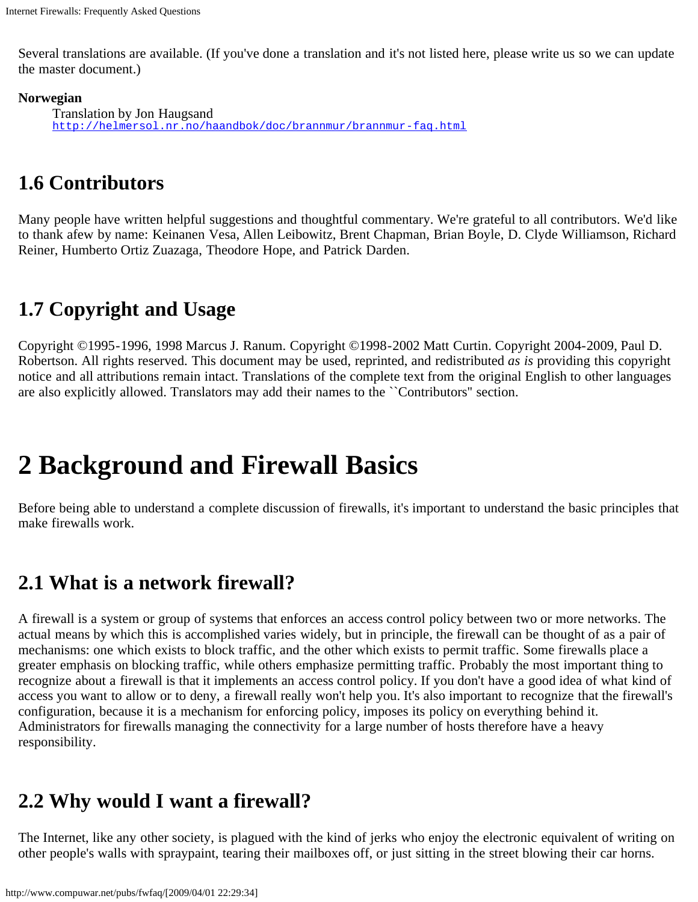Several translations are available. (If you've done a translation and it's not listed here, please write us so we can update the master document.)

**Norwegian**
: Translation by Jon Haugsand
  http://helmersol.nr.no/haandbok/doc/brannmur/brannmur-faq.html

## 1.6 Contributors

Many people have written helpful suggestions and thoughtful commentary. We're grateful to all contributors. We'd like to thank afew by name: Keinanen Vesa, Allen Leibowitz, Brent Chapman, Brian Boyle, D. Clyde Williamson, Richard Reiner, Humberto Ortiz Zuazaga, Theodore Hope, and Patrick Darden.

## 1.7 Copyright and Usage

Copyright ©1995-1996, 1998 Marcus J. Ranum. Copyright ©1998-2002 Matt Curtin. Copyright 2004-2009, Paul D. Robertson. All rights reserved. This document may be used, reprinted, and redistributed *as is* providing this copyright notice and all attributions remain intact. Translations of the complete text from the original English to other languages are also explicitly allowed. Translators may add their names to the ``Contributors'' section.

# 2 Background and Firewall Basics

Before being able to understand a complete discussion of firewalls, it's important to understand the basic principles that make firewalls work.

## 2.1 What is a network firewall?

A firewall is a system or group of systems that enforces an access control policy between two or more networks. The actual means by which this is accomplished varies widely, but in principle, the firewall can be thought of as a pair of mechanisms: one which exists to block traffic, and the other which exists to permit traffic. Some firewalls place a greater emphasis on blocking traffic, while others emphasize permitting traffic. Probably the most important thing to recognize about a firewall is that it implements an access control policy. If you don't have a good idea of what kind of access you want to allow or to deny, a firewall really won't help you. It's also important to recognize that the firewall's configuration, because it is a mechanism for enforcing policy, imposes its policy on everything behind it. Administrators for firewalls managing the connectivity for a large number of hosts therefore have a heavy responsibility.

## 2.2 Why would I want a firewall?

The Internet, like any other society, is plagued with the kind of jerks who enjoy the electronic equivalent of writing on other people's walls with spraypaint, tearing their mailboxes off, or just sitting in the street blowing their car horns.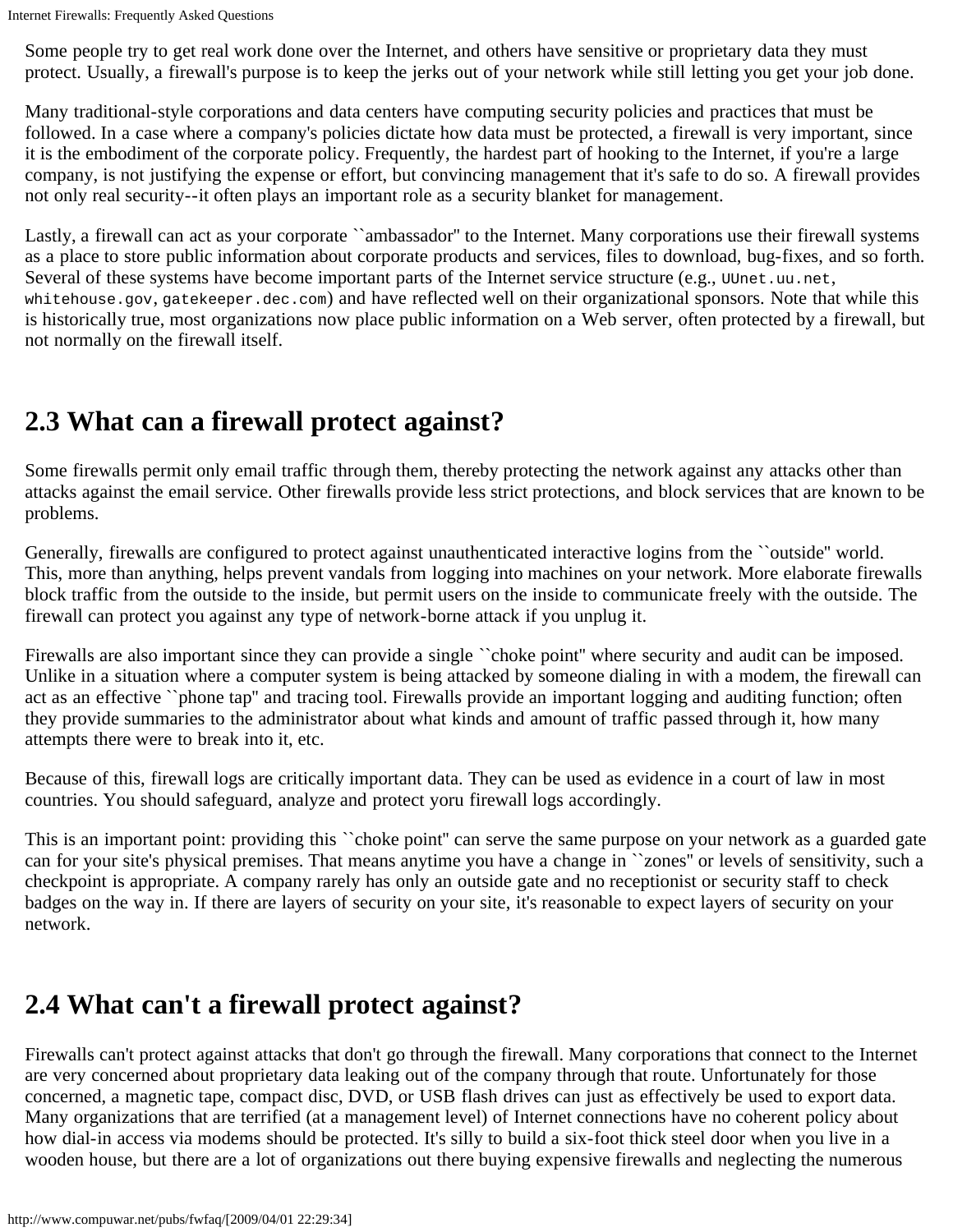Some people try to get real work done over the Internet, and others have sensitive or proprietary data they must protect. Usually, a firewall's purpose is to keep the jerks out of your network while still letting you get your job done.

Many traditional-style corporations and data centers have computing security policies and practices that must be followed. In a case where a company's policies dictate how data must be protected, a firewall is very important, since it is the embodiment of the corporate policy. Frequently, the hardest part of hooking to the Internet, if you're a large company, is not justifying the expense or effort, but convincing management that it's safe to do so. A firewall provides not only real security--it often plays an important role as a security blanket for management.

Lastly, a firewall can act as your corporate ``ambassador'' to the Internet. Many corporations use their firewall systems as a place to store public information about corporate products and services, files to download, bug-fixes, and so forth. Several of these systems have become important parts of the Internet service structure (e.g., `UUnet.uu.net`, `whitehouse.gov`, `gatekeeper.dec.com`) and have reflected well on their organizational sponsors. Note that while this is historically true, most organizations now place public information on a Web server, often protected by a firewall, but not normally on the firewall itself.

## 2.3 What can a firewall protect against?

Some firewalls permit only email traffic through them, thereby protecting the network against any attacks other than attacks against the email service. Other firewalls provide less strict protections, and block services that are known to be problems.

Generally, firewalls are configured to protect against unauthenticated interactive logins from the ``outside'' world. This, more than anything, helps prevent vandals from logging into machines on your network. More elaborate firewalls block traffic from the outside to the inside, but permit users on the inside to communicate freely with the outside. The firewall can protect you against any type of network-borne attack if you unplug it.

Firewalls are also important since they can provide a single ``choke point'' where security and audit can be imposed. Unlike in a situation where a computer system is being attacked by someone dialing in with a modem, the firewall can act as an effective ``phone tap'' and tracing tool. Firewalls provide an important logging and auditing function; often they provide summaries to the administrator about what kinds and amount of traffic passed through it, how many attempts there were to break into it, etc.

Because of this, firewall logs are critically important data. They can be used as evidence in a court of law in most countries. You should safeguard, analyze and protect yoru firewall logs accordingly.

This is an important point: providing this ``choke point'' can serve the same purpose on your network as a guarded gate can for your site's physical premises. That means anytime you have a change in ``zones'' or levels of sensitivity, such a checkpoint is appropriate. A company rarely has only an outside gate and no receptionist or security staff to check badges on the way in. If there are layers of security on your site, it's reasonable to expect layers of security on your network.

## 2.4 What can't a firewall protect against?

Firewalls can't protect against attacks that don't go through the firewall. Many corporations that connect to the Internet are very concerned about proprietary data leaking out of the company through that route. Unfortunately for those concerned, a magnetic tape, compact disc, DVD, or USB flash drives can just as effectively be used to export data. Many organizations that are terrified (at a management level) of Internet connections have no coherent policy about how dial-in access via modems should be protected. It's silly to build a six-foot thick steel door when you live in a wooden house, but there are a lot of organizations out there buying expensive firewalls and neglecting the numerous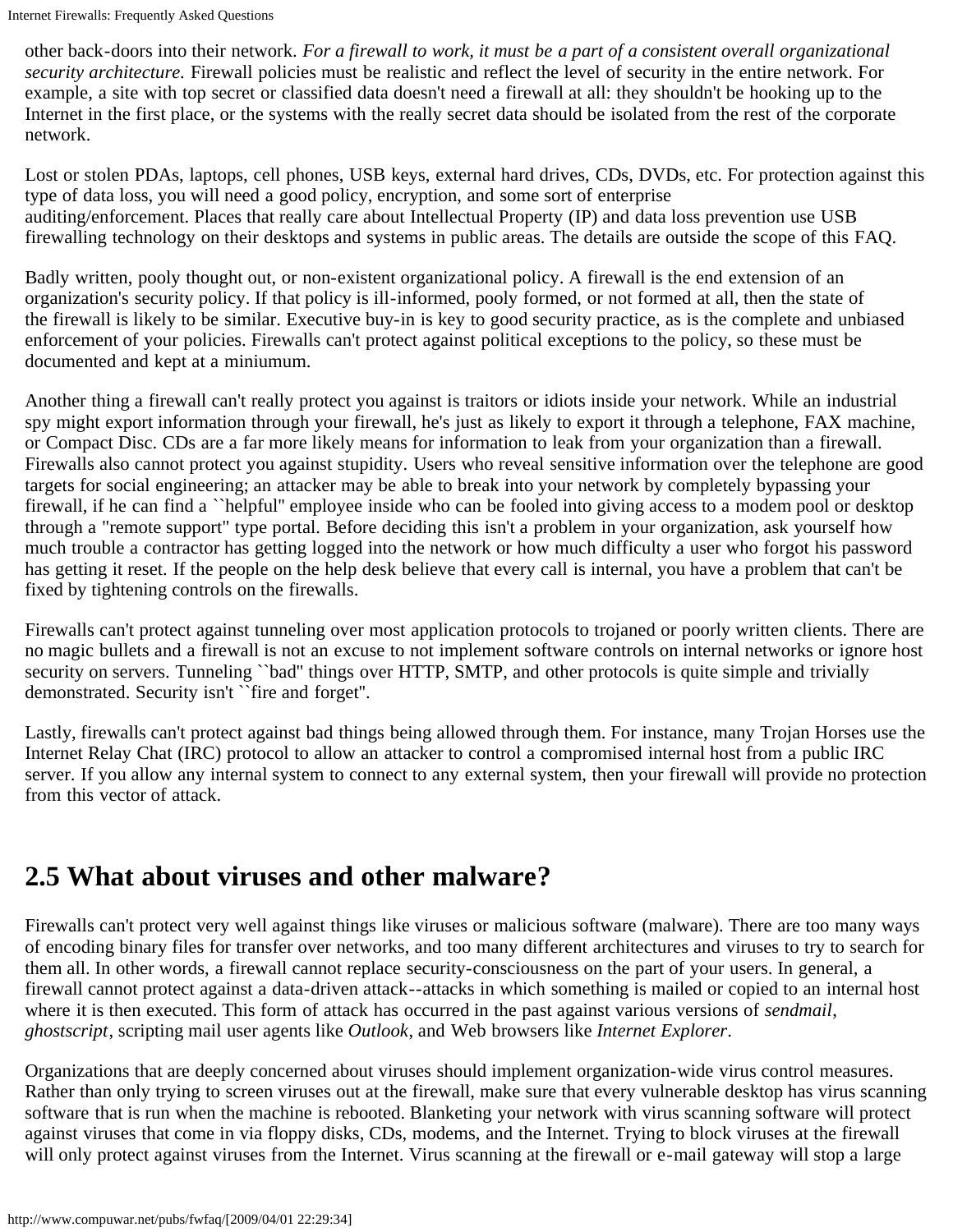other back-doors into their network. *For a firewall to work, it must be a part of a consistent overall organizational security architecture.* Firewall policies must be realistic and reflect the level of security in the entire network. For example, a site with top secret or classified data doesn't need a firewall at all: they shouldn't be hooking up to the Internet in the first place, or the systems with the really secret data should be isolated from the rest of the corporate network.

Lost or stolen PDAs, laptops, cell phones, USB keys, external hard drives, CDs, DVDs, etc. For protection against this type of data loss, you will need a good policy, encryption, and some sort of enterprise auditing/enforcement. Places that really care about Intellectual Property (IP) and data loss prevention use USB firewalling technology on their desktops and systems in public areas. The details are outside the scope of this FAQ.

Badly written, pooly thought out, or non-existent organizational policy. A firewall is the end extension of an organization's security policy. If that policy is ill-informed, pooly formed, or not formed at all, then the state of the firewall is likely to be similar. Executive buy-in is key to good security practice, as is the complete and unbiased enforcement of your policies. Firewalls can't protect against political exceptions to the policy, so these must be documented and kept at a miniumum.

Another thing a firewall can't really protect you against is traitors or idiots inside your network. While an industrial spy might export information through your firewall, he's just as likely to export it through a telephone, FAX machine, or Compact Disc. CDs are a far more likely means for information to leak from your organization than a firewall. Firewalls also cannot protect you against stupidity. Users who reveal sensitive information over the telephone are good targets for social engineering; an attacker may be able to break into your network by completely bypassing your firewall, if he can find a ``helpful'' employee inside who can be fooled into giving access to a modem pool or desktop through a "remote support" type portal. Before deciding this isn't a problem in your organization, ask yourself how much trouble a contractor has getting logged into the network or how much difficulty a user who forgot his password has getting it reset. If the people on the help desk believe that every call is internal, you have a problem that can't be fixed by tightening controls on the firewalls.

Firewalls can't protect against tunneling over most application protocols to trojaned or poorly written clients. There are no magic bullets and a firewall is not an excuse to not implement software controls on internal networks or ignore host security on servers. Tunneling ``bad'' things over HTTP, SMTP, and other protocols is quite simple and trivially demonstrated. Security isn't ``fire and forget''.

Lastly, firewalls can't protect against bad things being allowed through them. For instance, many Trojan Horses use the Internet Relay Chat (IRC) protocol to allow an attacker to control a compromised internal host from a public IRC server. If you allow any internal system to connect to any external system, then your firewall will provide no protection from this vector of attack.

## 2.5 What about viruses and other malware?

Firewalls can't protect very well against things like viruses or malicious software (malware). There are too many ways of encoding binary files for transfer over networks, and too many different architectures and viruses to try to search for them all. In other words, a firewall cannot replace security-consciousness on the part of your users. In general, a firewall cannot protect against a data-driven attack--attacks in which something is mailed or copied to an internal host where it is then executed. This form of attack has occurred in the past against various versions of *sendmail*, *ghostscript*, scripting mail user agents like *Outlook*, and Web browsers like *Internet Explorer*.

Organizations that are deeply concerned about viruses should implement organization-wide virus control measures. Rather than only trying to screen viruses out at the firewall, make sure that every vulnerable desktop has virus scanning software that is run when the machine is rebooted. Blanketing your network with virus scanning software will protect against viruses that come in via floppy disks, CDs, modems, and the Internet. Trying to block viruses at the firewall will only protect against viruses from the Internet. Virus scanning at the firewall or e-mail gateway will stop a large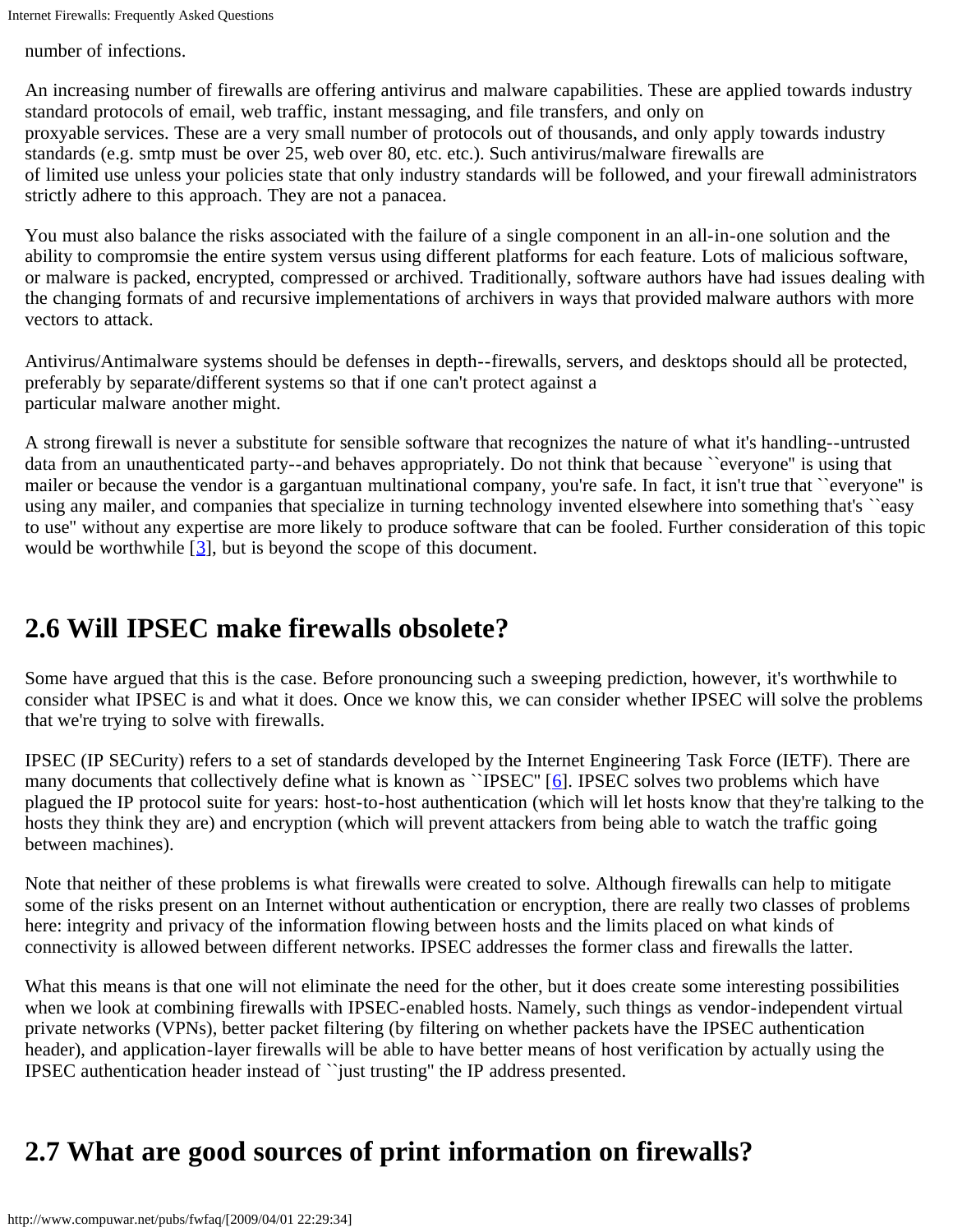number of infections.

An increasing number of firewalls are offering antivirus and malware capabilities. These are applied towards industry standard protocols of email, web traffic, instant messaging, and file transfers, and only on proxyable services. These are a very small number of protocols out of thousands, and only apply towards industry standards (e.g. smtp must be over 25, web over 80, etc. etc.). Such antivirus/malware firewalls are of limited use unless your policies state that only industry standards will be followed, and your firewall administrators strictly adhere to this approach. They are not a panacea.

You must also balance the risks associated with the failure of a single component in an all-in-one solution and the ability to compromsie the entire system versus using different platforms for each feature. Lots of malicious software, or malware is packed, encrypted, compressed or archived. Traditionally, software authors have had issues dealing with the changing formats of and recursive implementations of archivers in ways that provided malware authors with more vectors to attack.

Antivirus/Antimalware systems should be defenses in depth--firewalls, servers, and desktops should all be protected, preferably by separate/different systems so that if one can't protect against a particular malware another might.

A strong firewall is never a substitute for sensible software that recognizes the nature of what it's handling--untrusted data from an unauthenticated party--and behaves appropriately. Do not think that because ``everyone'' is using that mailer or because the vendor is a gargantuan multinational company, you're safe. In fact, it isn't true that ``everyone'' is using any mailer, and companies that specialize in turning technology invented elsewhere into something that's ``easy to use'' without any expertise are more likely to produce software that can be fooled. Further consideration of this topic would be worthwhile [3], but is beyond the scope of this document.

## 2.6 Will IPSEC make firewalls obsolete?

Some have argued that this is the case. Before pronouncing such a sweeping prediction, however, it's worthwhile to consider what IPSEC is and what it does. Once we know this, we can consider whether IPSEC will solve the problems that we're trying to solve with firewalls.

IPSEC (IP SECurity) refers to a set of standards developed by the Internet Engineering Task Force (IETF). There are many documents that collectively define what is known as ``IPSEC'' [6]. IPSEC solves two problems which have plagued the IP protocol suite for years: host-to-host authentication (which will let hosts know that they're talking to the hosts they think they are) and encryption (which will prevent attackers from being able to watch the traffic going between machines).

Note that neither of these problems is what firewalls were created to solve. Although firewalls can help to mitigate some of the risks present on an Internet without authentication or encryption, there are really two classes of problems here: integrity and privacy of the information flowing between hosts and the limits placed on what kinds of connectivity is allowed between different networks. IPSEC addresses the former class and firewalls the latter.

What this means is that one will not eliminate the need for the other, but it does create some interesting possibilities when we look at combining firewalls with IPSEC-enabled hosts. Namely, such things as vendor-independent virtual private networks (VPNs), better packet filtering (by filtering on whether packets have the IPSEC authentication header), and application-layer firewalls will be able to have better means of host verification by actually using the IPSEC authentication header instead of ``just trusting'' the IP address presented.

## 2.7 What are good sources of print information on firewalls?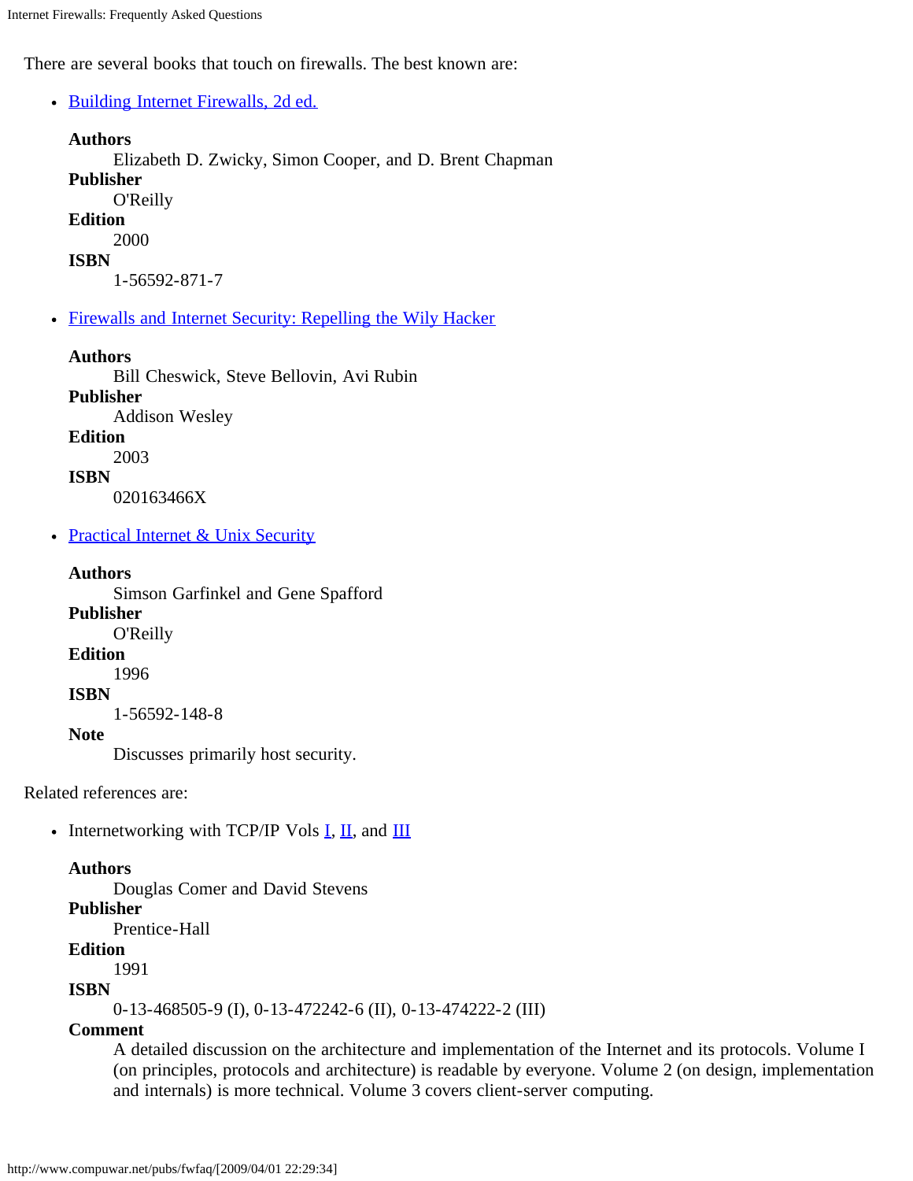There are several books that touch on firewalls. The best known are:

- [Building Internet Firewalls, 2d ed.]

  **Authors**
  : Elizabeth D. Zwicky, Simon Cooper, and D. Brent Chapman

  **Publisher**
  : O'Reilly

  **Edition**
  : 2000

  **ISBN**
  : 1-56592-871-7

- [Firewalls and Internet Security: Repelling the Wily Hacker]

  **Authors**
  : Bill Cheswick, Steve Bellovin, Avi Rubin

  **Publisher**
  : Addison Wesley

  **Edition**
  : 2003

  **ISBN**
  : 020163466X

- [Practical Internet & Unix Security]

  **Authors**
  : Simson Garfinkel and Gene Spafford

  **Publisher**
  : O'Reilly

  **Edition**
  : 1996

  **ISBN**
  : 1-56592-148-8

  **Note**
  : Discusses primarily host security.

Related references are:

- Internetworking with TCP/IP Vols [I], [II], and [III]

  **Authors**
  : Douglas Comer and David Stevens

  **Publisher**
  : Prentice-Hall

  **Edition**
  : 1991

  **ISBN**
  : 0-13-468505-9 (I), 0-13-472242-6 (II), 0-13-474222-2 (III)

  **Comment**
  : A detailed discussion on the architecture and implementation of the Internet and its protocols. Volume I (on principles, protocols and architecture) is readable by everyone. Volume 2 (on design, implementation and internals) is more technical. Volume 3 covers client-server computing.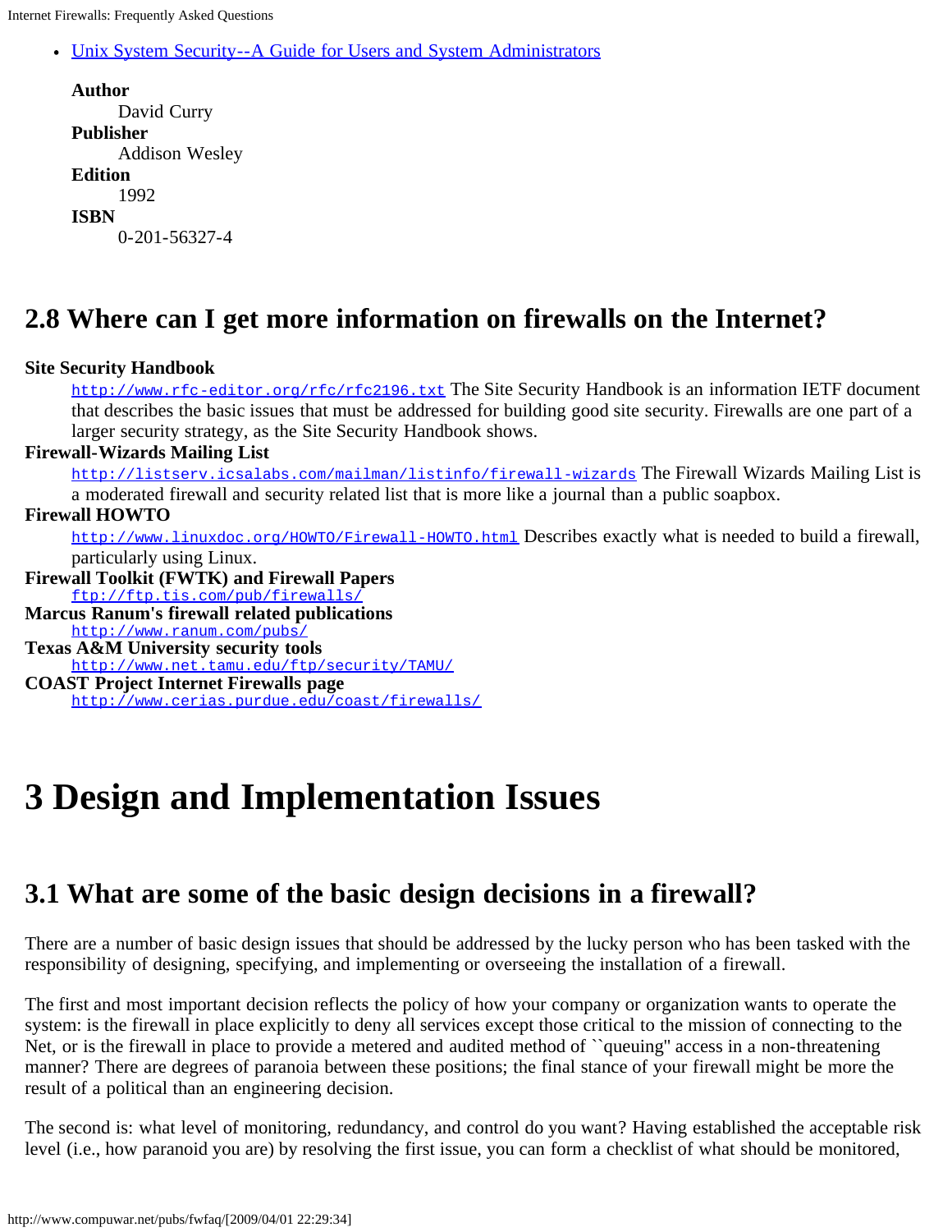- [Unix System Security--A Guide for Users and System Administrators]

  **Author**
  : David Curry

  **Publisher**
  : Addison Wesley

  **Edition**
  : 1992

  **ISBN**
  : 0-201-56327-4

## 2.8 Where can I get more information on firewalls on the Internet?

**Site Security Handbook**
: `http://www.rfc-editor.org/rfc/rfc2196.txt` The Site Security Handbook is an information IETF document that describes the basic issues that must be addressed for building good site security. Firewalls are one part of a larger security strategy, as the Site Security Handbook shows.

**Firewall-Wizards Mailing List**
: `http://listserv.icsalabs.com/mailman/listinfo/firewall-wizards` The Firewall Wizards Mailing List is a moderated firewall and security related list that is more like a journal than a public soapbox.

**Firewall HOWTO**
: `http://www.linuxdoc.org/HOWTO/Firewall-HOWTO.html` Describes exactly what is needed to build a firewall, particularly using Linux.

**Firewall Toolkit (FWTK) and Firewall Papers**
: `ftp://ftp.tis.com/pub/firewalls/`

**Marcus Ranum's firewall related publications**
: `http://www.ranum.com/pubs/`

**Texas A&M University security tools**
: `http://www.net.tamu.edu/ftp/security/TAMU/`

**COAST Project Internet Firewalls page**
: `http://www.cerias.purdue.edu/coast/firewalls/`

# 3 Design and Implementation Issues

## 3.1 What are some of the basic design decisions in a firewall?

There are a number of basic design issues that should be addressed by the lucky person who has been tasked with the responsibility of designing, specifying, and implementing or overseeing the installation of a firewall.

The first and most important decision reflects the policy of how your company or organization wants to operate the system: is the firewall in place explicitly to deny all services except those critical to the mission of connecting to the Net, or is the firewall in place to provide a metered and audited method of ``queuing'' access in a non-threatening manner? There are degrees of paranoia between these positions; the final stance of your firewall might be more the result of a political than an engineering decision.

The second is: what level of monitoring, redundancy, and control do you want? Having established the acceptable risk level (i.e., how paranoid you are) by resolving the first issue, you can form a checklist of what should be monitored,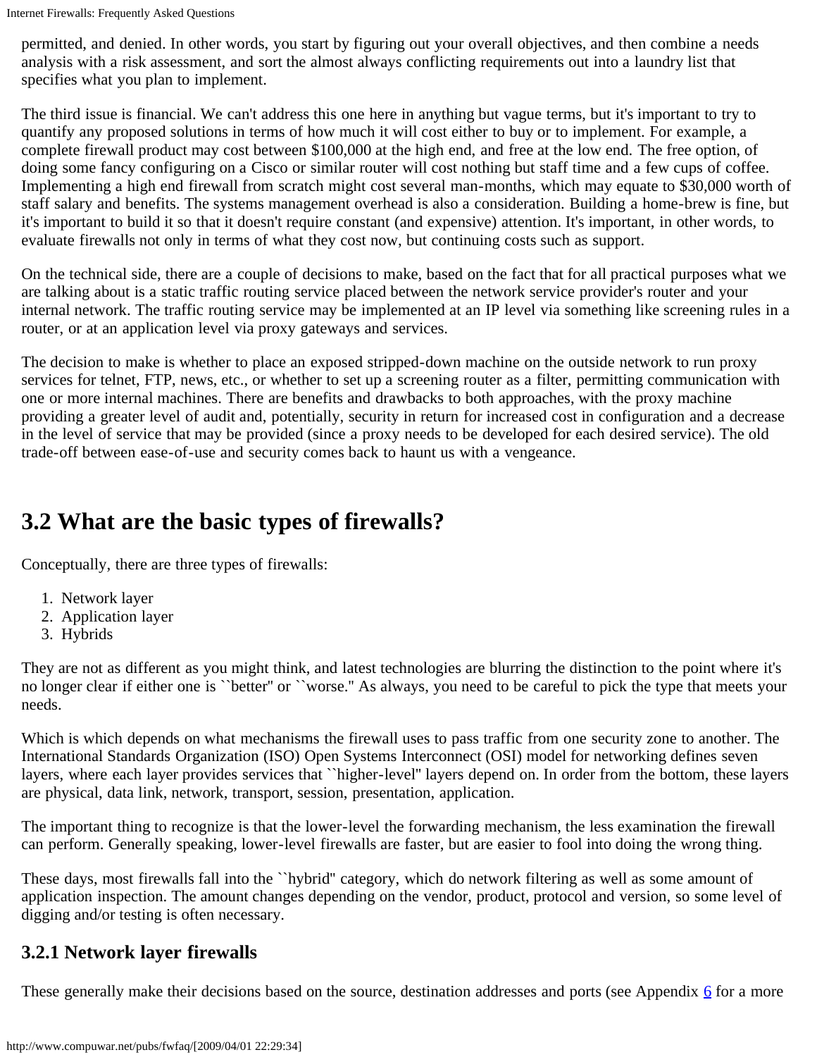permitted, and denied. In other words, you start by figuring out your overall objectives, and then combine a needs analysis with a risk assessment, and sort the almost always conflicting requirements out into a laundry list that specifies what you plan to implement.

The third issue is financial. We can't address this one here in anything but vague terms, but it's important to try to quantify any proposed solutions in terms of how much it will cost either to buy or to implement. For example, a complete firewall product may cost between $100,000 at the high end, and free at the low end. The free option, of doing some fancy configuring on a Cisco or similar router will cost nothing but staff time and a few cups of coffee. Implementing a high end firewall from scratch might cost several man-months, which may equate to $30,000 worth of staff salary and benefits. The systems management overhead is also a consideration. Building a home-brew is fine, but it's important to build it so that it doesn't require constant (and expensive) attention. It's important, in other words, to evaluate firewalls not only in terms of what they cost now, but continuing costs such as support.

On the technical side, there are a couple of decisions to make, based on the fact that for all practical purposes what we are talking about is a static traffic routing service placed between the network service provider's router and your internal network. The traffic routing service may be implemented at an IP level via something like screening rules in a router, or at an application level via proxy gateways and services.

The decision to make is whether to place an exposed stripped-down machine on the outside network to run proxy services for telnet, FTP, news, etc., or whether to set up a screening router as a filter, permitting communication with one or more internal machines. There are benefits and drawbacks to both approaches, with the proxy machine providing a greater level of audit and, potentially, security in return for increased cost in configuration and a decrease in the level of service that may be provided (since a proxy needs to be developed for each desired service). The old trade-off between ease-of-use and security comes back to haunt us with a vengeance.

## 3.2 What are the basic types of firewalls?

Conceptually, there are three types of firewalls:

1. Network layer
2. Application layer
3. Hybrids

They are not as different as you might think, and latest technologies are blurring the distinction to the point where it's no longer clear if either one is ``better'' or ``worse.'' As always, you need to be careful to pick the type that meets your needs.

Which is which depends on what mechanisms the firewall uses to pass traffic from one security zone to another. The International Standards Organization (ISO) Open Systems Interconnect (OSI) model for networking defines seven layers, where each layer provides services that ``higher-level'' layers depend on. In order from the bottom, these layers are physical, data link, network, transport, session, presentation, application.

The important thing to recognize is that the lower-level the forwarding mechanism, the less examination the firewall can perform. Generally speaking, lower-level firewalls are faster, but are easier to fool into doing the wrong thing.

These days, most firewalls fall into the ``hybrid'' category, which do network filtering as well as some amount of application inspection. The amount changes depending on the vendor, product, protocol and version, so some level of digging and/or testing is often necessary.

### 3.2.1 Network layer firewalls

These generally make their decisions based on the source, destination addresses and ports (see Appendix 6 for a more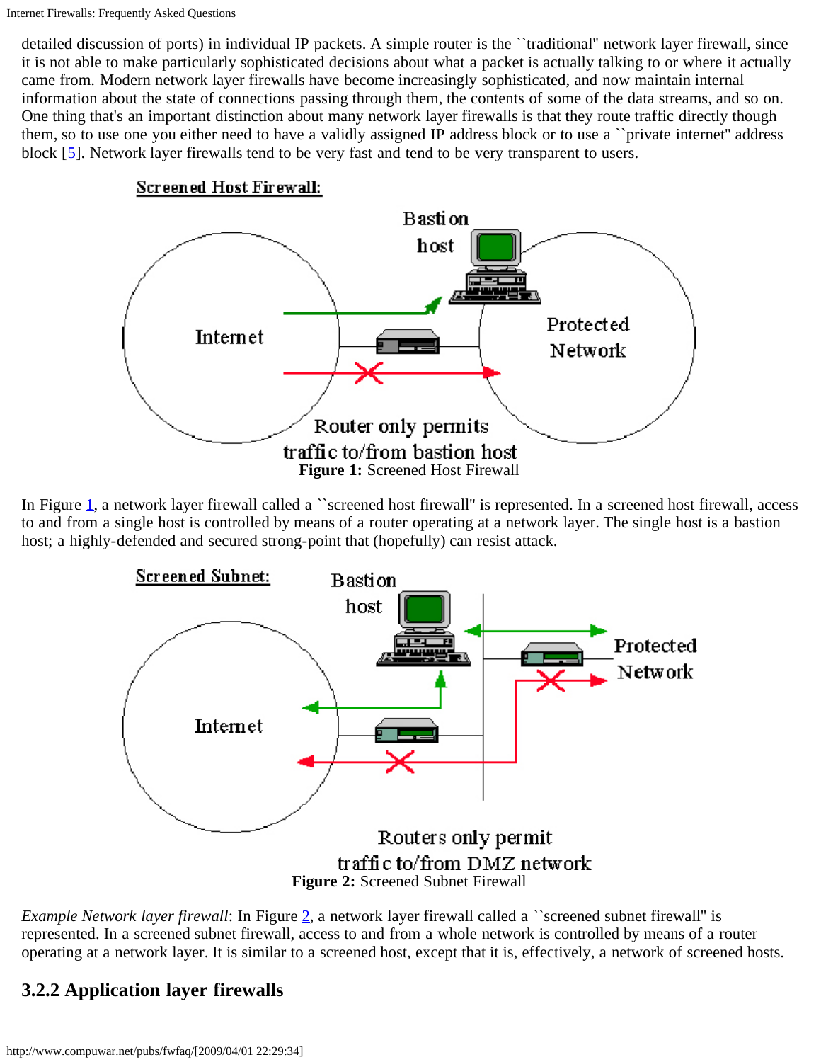detailed discussion of ports) in individual IP packets. A simple router is the ``traditional'' network layer firewall, since it is not able to make particularly sophisticated decisions about what a packet is actually talking to or where it actually came from. Modern network layer firewalls have become increasingly sophisticated, and now maintain internal information about the state of connections passing through them, the contents of some of the data streams, and so on. One thing that's an important distinction about many network layer firewalls is that they route traffic directly though them, so to use one you either need to have a validly assigned IP address block or to use a ``private internet'' address block [5]. Network layer firewalls tend to be very fast and tend to be very transparent to users.

**Figure 1:** Screened Host Firewall

In Figure 1, a network layer firewall called a ``screened host firewall'' is represented. In a screened host firewall, access to and from a single host is controlled by means of a router operating at a network layer. The single host is a bastion host; a highly-defended and secured strong-point that (hopefully) can resist attack.

**Figure 2:** Screened Subnet Firewall

*Example Network layer firewall*: In Figure 2, a network layer firewall called a ``screened subnet firewall'' is represented. In a screened subnet firewall, access to and from a whole network is controlled by means of a router operating at a network layer. It is similar to a screened host, except that it is, effectively, a network of screened hosts.

### 3.2.2 Application layer firewalls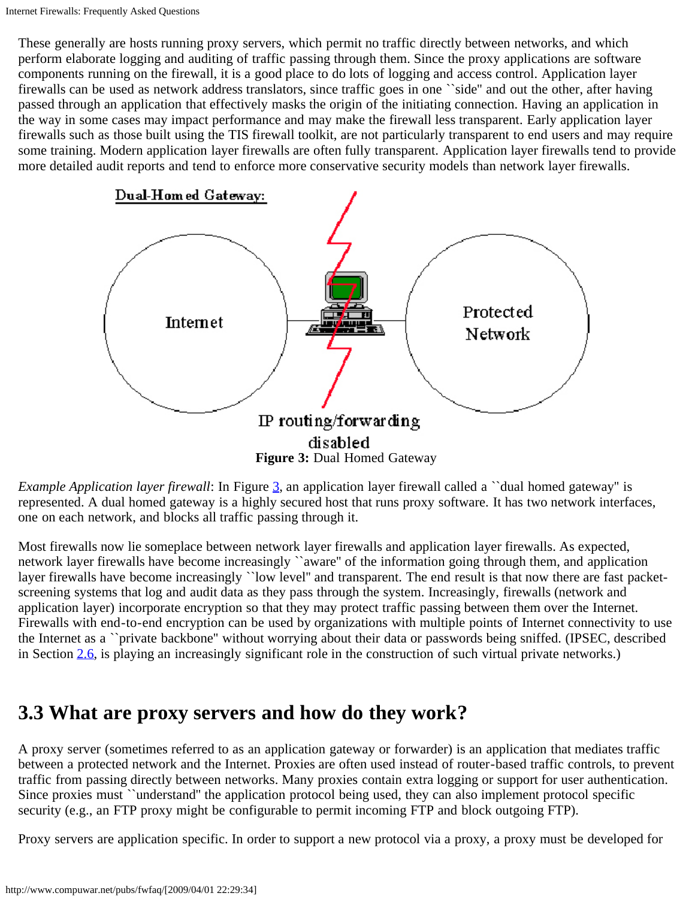These generally are hosts running proxy servers, which permit no traffic directly between networks, and which perform elaborate logging and auditing of traffic passing through them. Since the proxy applications are software components running on the firewall, it is a good place to do lots of logging and access control. Application layer firewalls can be used as network address translators, since traffic goes in one ``side'' and out the other, after having passed through an application that effectively masks the origin of the initiating connection. Having an application in the way in some cases may impact performance and may make the firewall less transparent. Early application layer firewalls such as those built using the TIS firewall toolkit, are not particularly transparent to end users and may require some training. Modern application layer firewalls are often fully transparent. Application layer firewalls tend to provide more detailed audit reports and tend to enforce more conservative security models than network layer firewalls.

Dual-Homed Gateway:

Internet

Protected Network

IP routing/forwarding disabled

**Figure 3:** Dual Homed Gateway

*Example Application layer firewall*: In Figure 3, an application layer firewall called a ``dual homed gateway'' is represented. A dual homed gateway is a highly secured host that runs proxy software. It has two network interfaces, one on each network, and blocks all traffic passing through it.

Most firewalls now lie someplace between network layer firewalls and application layer firewalls. As expected, network layer firewalls have become increasingly ``aware'' of the information going through them, and application layer firewalls have become increasingly ``low level'' and transparent. The end result is that now there are fast packet-screening systems that log and audit data as they pass through the system. Increasingly, firewalls (network and application layer) incorporate encryption so that they may protect traffic passing between them over the Internet. Firewalls with end-to-end encryption can be used by organizations with multiple points of Internet connectivity to use the Internet as a ``private backbone'' without worrying about their data or passwords being sniffed. (IPSEC, described in Section 2.6, is playing an increasingly significant role in the construction of such virtual private networks.)

## 3.3 What are proxy servers and how do they work?

A proxy server (sometimes referred to as an application gateway or forwarder) is an application that mediates traffic between a protected network and the Internet. Proxies are often used instead of router-based traffic controls, to prevent traffic from passing directly between networks. Many proxies contain extra logging or support for user authentication. Since proxies must ``understand'' the application protocol being used, they can also implement protocol specific security (e.g., an FTP proxy might be configurable to permit incoming FTP and block outgoing FTP).

Proxy servers are application specific. In order to support a new protocol via a proxy, a proxy must be developed for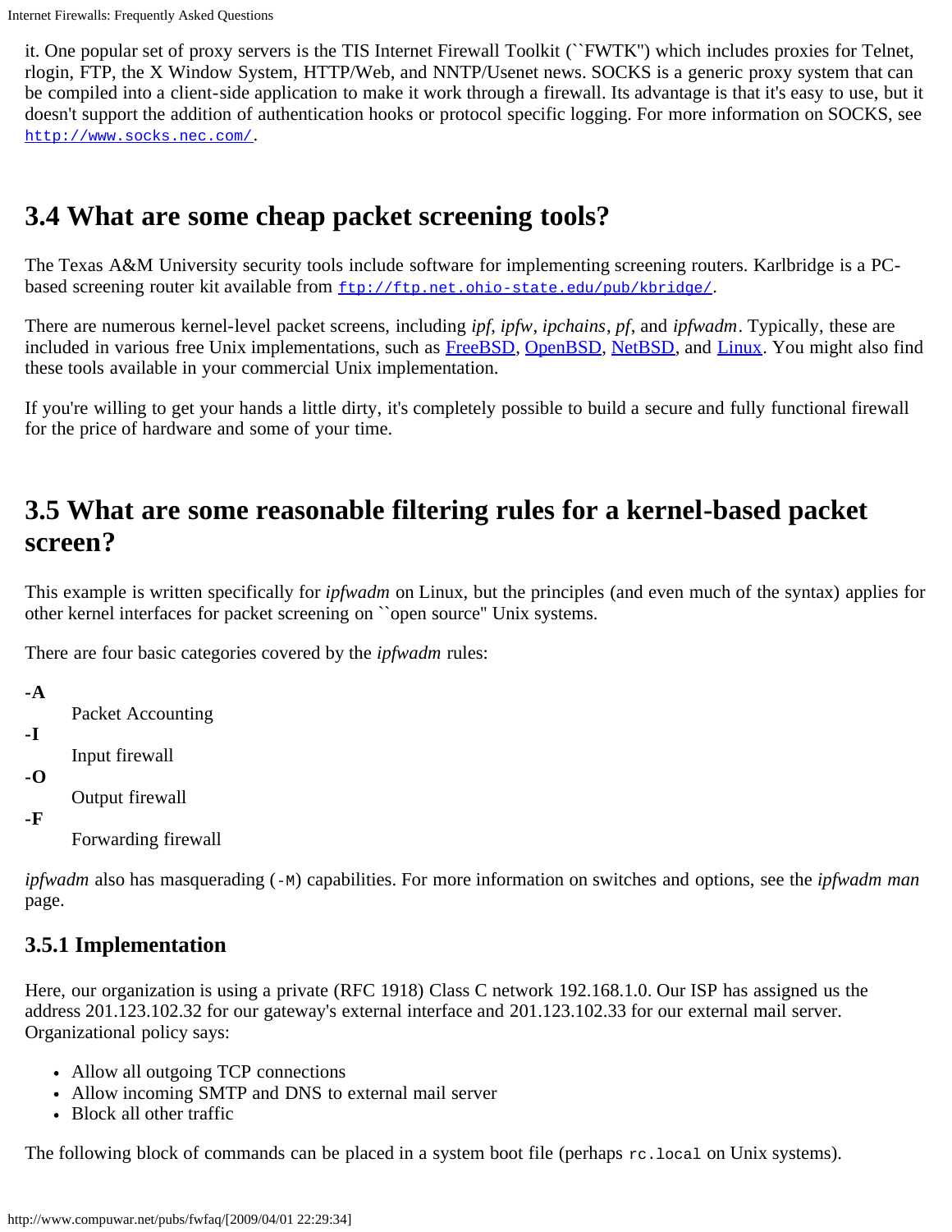it. One popular set of proxy servers is the TIS Internet Firewall Toolkit (``FWTK'') which includes proxies for Telnet, rlogin, FTP, the X Window System, HTTP/Web, and NNTP/Usenet news. SOCKS is a generic proxy system that can be compiled into a client-side application to make it work through a firewall. Its advantage is that it's easy to use, but it doesn't support the addition of authentication hooks or protocol specific logging. For more information on SOCKS, see [http://www.socks.nec.com/](http://www.socks.nec.com/).

## 3.4 What are some cheap packet screening tools?

The Texas A&M University security tools include software for implementing screening routers. Karlbridge is a PC-based screening router kit available from [ftp://ftp.net.ohio-state.edu/pub/kbridge/](ftp://ftp.net.ohio-state.edu/pub/kbridge/).

There are numerous kernel-level packet screens, including *ipf*, *ipfw*, *ipchains*, *pf*, and *ipfwadm*. Typically, these are included in various free Unix implementations, such as [FreeBSD](), [OpenBSD](), [NetBSD](), and [Linux](). You might also find these tools available in your commercial Unix implementation.

If you're willing to get your hands a little dirty, it's completely possible to build a secure and fully functional firewall for the price of hardware and some of your time.

## 3.5 What are some reasonable filtering rules for a kernel-based packet screen?

This example is written specifically for *ipfwadm* on Linux, but the principles (and even much of the syntax) applies for other kernel interfaces for packet screening on ``open source'' Unix systems.

There are four basic categories covered by the *ipfwadm* rules:

**-A**
: Packet Accounting

**-I**
: Input firewall

**-O**
: Output firewall

**-F**
: Forwarding firewall

*ipfwadm* also has masquerading (`-M`) capabilities. For more information on switches and options, see the *ipfwadm man* page.

### 3.5.1 Implementation

Here, our organization is using a private (RFC 1918) Class C network 192.168.1.0. Our ISP has assigned us the address 201.123.102.32 for our gateway's external interface and 201.123.102.33 for our external mail server. Organizational policy says:

- Allow all outgoing TCP connections
- Allow incoming SMTP and DNS to external mail server
- Block all other traffic

The following block of commands can be placed in a system boot file (perhaps `rc.local` on Unix systems).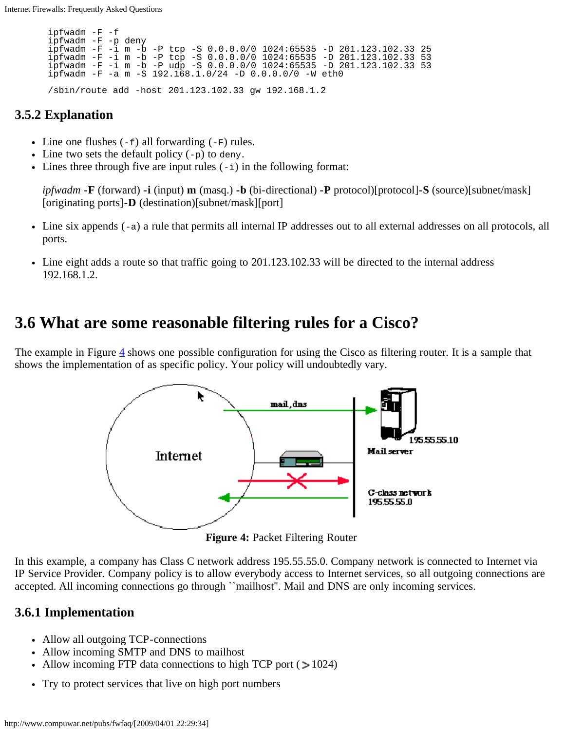```
ipfwadm -F -f
ipfwadm -F -p deny
ipfwadm -F -i m -b -P tcp -S 0.0.0.0/0 1024:65535 -D 201.123.102.33 25
ipfwadm -F -i m -b -P tcp -S 0.0.0.0/0 1024:65535 -D 201.123.102.33 53
ipfwadm -F -i m -b -P udp -S 0.0.0.0/0 1024:65535 -D 201.123.102.33 53
ipfwadm -F -a m -S 192.168.1.0/24 -D 0.0.0.0/0 -W eth0

/sbin/route add -host 201.123.102.33 gw 192.168.1.2
```

### 3.5.2 Explanation

- Line one flushes (`-f`) all forwarding (`-F`) rules.
- Line two sets the default policy (`-p`) to `deny`.
- Lines three through five are input rules (`-i`) in the following format:

  *ipfwadm* **-F** (forward) **-i** (input) **m** (masq.) **-b** (bi-directional) **-P** protocol)[protocol]**-S** (source)[subnet/mask][originating ports]**-D** (destination)[subnet/mask][port]

- Line six appends (`-a`) a rule that permits all internal IP addresses out to all external addresses on all protocols, all ports.
- Line eight adds a route so that traffic going to 201.123.102.33 will be directed to the internal address 192.168.1.2.

## 3.6 What are some reasonable filtering rules for a Cisco?

The example in Figure 4 shows one possible configuration for using the Cisco as filtering router. It is a sample that shows the implementation of as specific policy. Your policy will undoubtedly vary.

**Figure 4:** Packet Filtering Router

In this example, a company has Class C network address 195.55.55.0. Company network is connected to Internet via IP Service Provider. Company policy is to allow everybody access to Internet services, so all outgoing connections are accepted. All incoming connections go through ``mailhost''. Mail and DNS are only incoming services.

### 3.6.1 Implementation

- Allow all outgoing TCP-connections
- Allow incoming SMTP and DNS to mailhost
- Allow incoming FTP data connections to high TCP port ($>$1024)
- Try to protect services that live on high port numbers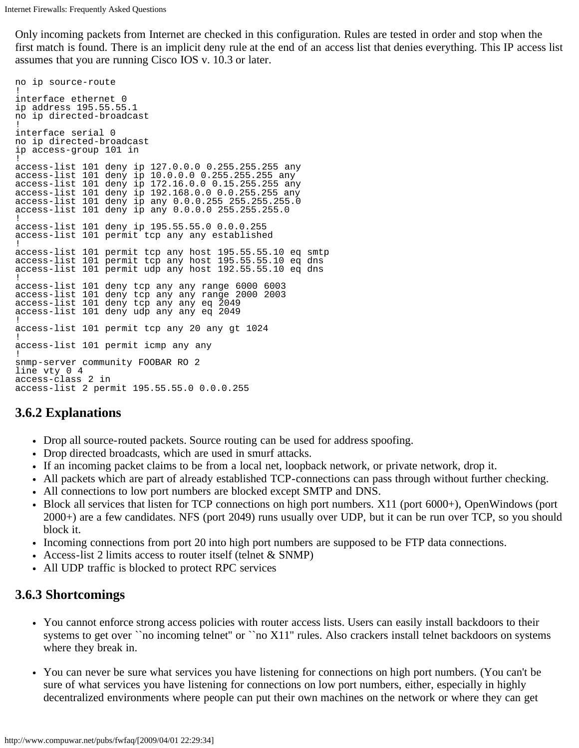Only incoming packets from Internet are checked in this configuration. Rules are tested in order and stop when the first match is found. There is an implicit deny rule at the end of an access list that denies everything. This IP access list assumes that you are running Cisco IOS v. 10.3 or later.

```
no ip source-route
!
interface ethernet 0
ip address 195.55.55.1
no ip directed-broadcast
!
interface serial 0
no ip directed-broadcast
ip access-group 101 in
!
access-list 101 deny ip 127.0.0.0 0.255.255.255 any
access-list 101 deny ip 10.0.0.0 0.255.255.255 any
access-list 101 deny ip 172.16.0.0 0.15.255.255 any
access-list 101 deny ip 192.168.0.0 0.0.255.255 any
access-list 101 deny ip any 0.0.0.255 255.255.255.0
access-list 101 deny ip any 0.0.0.0 255.255.255.0
!
access-list 101 deny ip 195.55.55.0 0.0.0.255
access-list 101 permit tcp any any established
!
access-list 101 permit tcp any host 195.55.55.10 eq smtp
access-list 101 permit tcp any host 195.55.55.10 eq dns
access-list 101 permit udp any host 192.55.55.10 eq dns
!
access-list 101 deny tcp any any range 6000 6003
access-list 101 deny tcp any any range 2000 2003
access-list 101 deny tcp any any eq 2049
access-list 101 deny udp any any eq 2049
!
access-list 101 permit tcp any 20 any gt 1024
!
access-list 101 permit icmp any any
!
snmp-server community FOOBAR RO 2
line vty 0 4
access-class 2 in
access-list 2 permit 195.55.55.0 0.0.0.255
```

### 3.6.2 Explanations

- Drop all source-routed packets. Source routing can be used for address spoofing.
- Drop directed broadcasts, which are used in smurf attacks.
- If an incoming packet claims to be from a local net, loopback network, or private network, drop it.
- All packets which are part of already established TCP-connections can pass through without further checking.
- All connections to low port numbers are blocked except SMTP and DNS.
- Block all services that listen for TCP connections on high port numbers. X11 (port 6000+), OpenWindows (port 2000+) are a few candidates. NFS (port 2049) runs usually over UDP, but it can be run over TCP, so you should block it.
- Incoming connections from port 20 into high port numbers are supposed to be FTP data connections.
- Access-list 2 limits access to router itself (telnet & SNMP)
- All UDP traffic is blocked to protect RPC services

### 3.6.3 Shortcomings

- You cannot enforce strong access policies with router access lists. Users can easily install backdoors to their systems to get over ``no incoming telnet'' or ``no X11'' rules. Also crackers install telnet backdoors on systems where they break in.
- You can never be sure what services you have listening for connections on high port numbers. (You can't be sure of what services you have listening for connections on low port numbers, either, especially in highly decentralized environments where people can put their own machines on the network or where they can get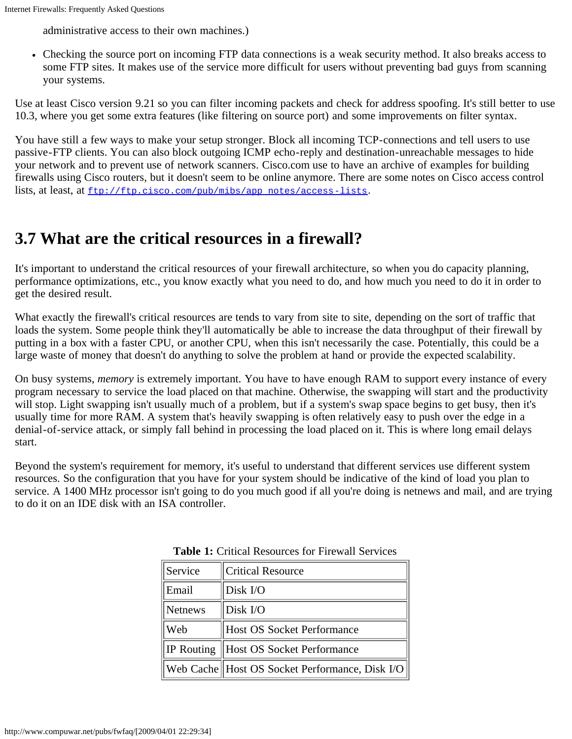administrative access to their own machines.)

- Checking the source port on incoming FTP data connections is a weak security method. It also breaks access to some FTP sites. It makes use of the service more difficult for users without preventing bad guys from scanning your systems.

Use at least Cisco version 9.21 so you can filter incoming packets and check for address spoofing. It's still better to use 10.3, where you get some extra features (like filtering on source port) and some improvements on filter syntax.

You have still a few ways to make your setup stronger. Block all incoming TCP-connections and tell users to use passive-FTP clients. You can also block outgoing ICMP echo-reply and destination-unreachable messages to hide your network and to prevent use of network scanners. Cisco.com use to have an archive of examples for building firewalls using Cisco routers, but it doesn't seem to be online anymore. There are some notes on Cisco access control lists, at least, at ftp://ftp.cisco.com/pub/mibs/app_notes/access-lists.

## 3.7 What are the critical resources in a firewall?

It's important to understand the critical resources of your firewall architecture, so when you do capacity planning, performance optimizations, etc., you know exactly what you need to do, and how much you need to do it in order to get the desired result.

What exactly the firewall's critical resources are tends to vary from site to site, depending on the sort of traffic that loads the system. Some people think they'll automatically be able to increase the data throughput of their firewall by putting in a box with a faster CPU, or another CPU, when this isn't necessarily the case. Potentially, this could be a large waste of money that doesn't do anything to solve the problem at hand or provide the expected scalability.

On busy systems, *memory* is extremely important. You have to have enough RAM to support every instance of every program necessary to service the load placed on that machine. Otherwise, the swapping will start and the productivity will stop. Light swapping isn't usually much of a problem, but if a system's swap space begins to get busy, then it's usually time for more RAM. A system that's heavily swapping is often relatively easy to push over the edge in a denial-of-service attack, or simply fall behind in processing the load placed on it. This is where long email delays start.

Beyond the system's requirement for memory, it's useful to understand that different services use different system resources. So the configuration that you have for your system should be indicative of the kind of load you plan to service. A 1400 MHz processor isn't going to do you much good if all you're doing is netnews and mail, and are trying to do it on an IDE disk with an ISA controller.

**Table 1:** Critical Resources for Firewall Services

| Service | Critical Resource |
|---|---|
| Email | Disk I/O |
| Netnews | Disk I/O |
| Web | Host OS Socket Performance |
| IP Routing | Host OS Socket Performance |
| Web Cache | Host OS Socket Performance, Disk I/O |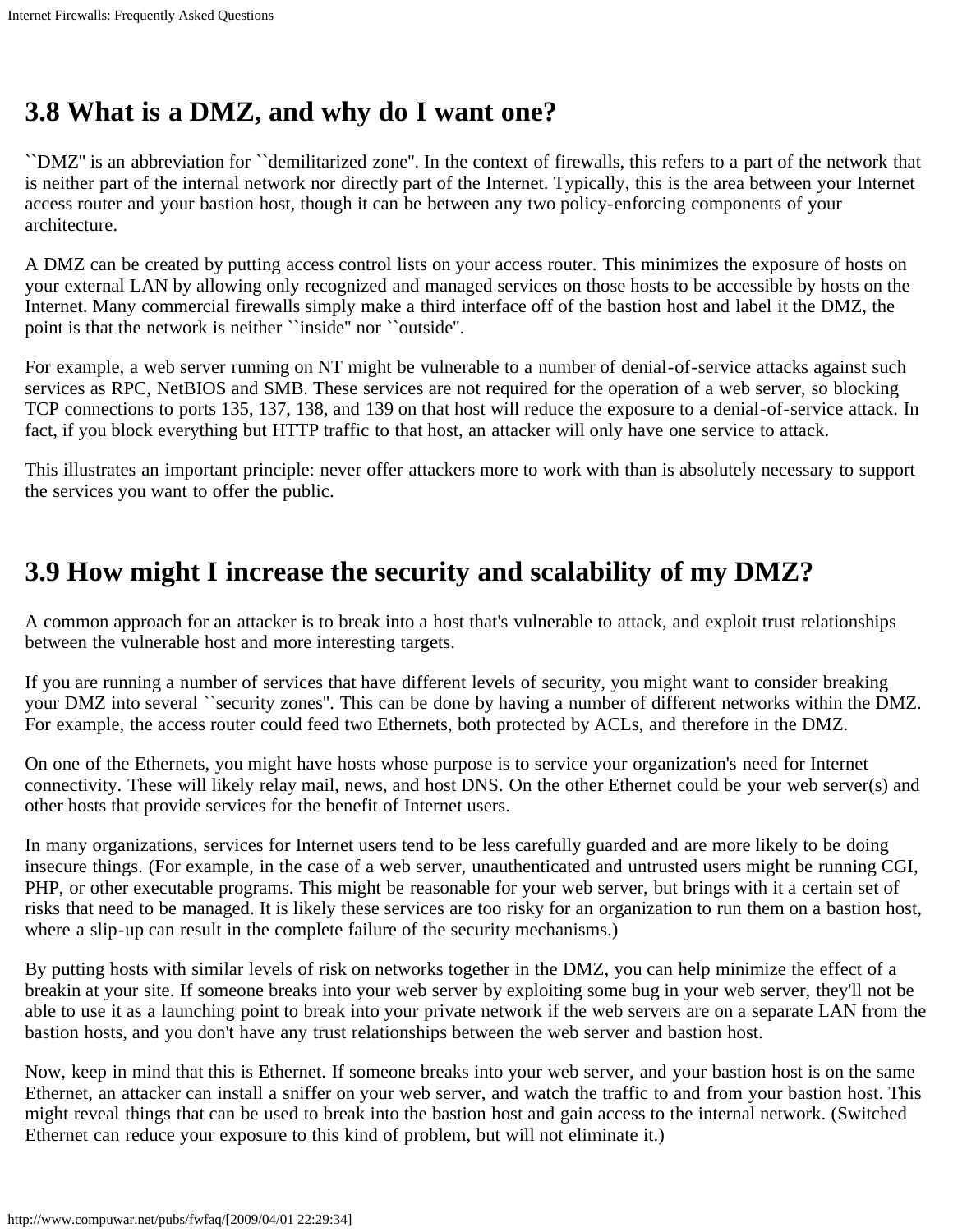## 3.8 What is a DMZ, and why do I want one?

``DMZ'' is an abbreviation for ``demilitarized zone''. In the context of firewalls, this refers to a part of the network that is neither part of the internal network nor directly part of the Internet. Typically, this is the area between your Internet access router and your bastion host, though it can be between any two policy-enforcing components of your architecture.

A DMZ can be created by putting access control lists on your access router. This minimizes the exposure of hosts on your external LAN by allowing only recognized and managed services on those hosts to be accessible by hosts on the Internet. Many commercial firewalls simply make a third interface off of the bastion host and label it the DMZ, the point is that the network is neither ``inside'' nor ``outside''.

For example, a web server running on NT might be vulnerable to a number of denial-of-service attacks against such services as RPC, NetBIOS and SMB. These services are not required for the operation of a web server, so blocking TCP connections to ports 135, 137, 138, and 139 on that host will reduce the exposure to a denial-of-service attack. In fact, if you block everything but HTTP traffic to that host, an attacker will only have one service to attack.

This illustrates an important principle: never offer attackers more to work with than is absolutely necessary to support the services you want to offer the public.

## 3.9 How might I increase the security and scalability of my DMZ?

A common approach for an attacker is to break into a host that's vulnerable to attack, and exploit trust relationships between the vulnerable host and more interesting targets.

If you are running a number of services that have different levels of security, you might want to consider breaking your DMZ into several ``security zones''. This can be done by having a number of different networks within the DMZ. For example, the access router could feed two Ethernets, both protected by ACLs, and therefore in the DMZ.

On one of the Ethernets, you might have hosts whose purpose is to service your organization's need for Internet connectivity. These will likely relay mail, news, and host DNS. On the other Ethernet could be your web server(s) and other hosts that provide services for the benefit of Internet users.

In many organizations, services for Internet users tend to be less carefully guarded and are more likely to be doing insecure things. (For example, in the case of a web server, unauthenticated and untrusted users might be running CGI, PHP, or other executable programs. This might be reasonable for your web server, but brings with it a certain set of risks that need to be managed. It is likely these services are too risky for an organization to run them on a bastion host, where a slip-up can result in the complete failure of the security mechanisms.)

By putting hosts with similar levels of risk on networks together in the DMZ, you can help minimize the effect of a breakin at your site. If someone breaks into your web server by exploiting some bug in your web server, they'll not be able to use it as a launching point to break into your private network if the web servers are on a separate LAN from the bastion hosts, and you don't have any trust relationships between the web server and bastion host.

Now, keep in mind that this is Ethernet. If someone breaks into your web server, and your bastion host is on the same Ethernet, an attacker can install a sniffer on your web server, and watch the traffic to and from your bastion host. This might reveal things that can be used to break into the bastion host and gain access to the internal network. (Switched Ethernet can reduce your exposure to this kind of problem, but will not eliminate it.)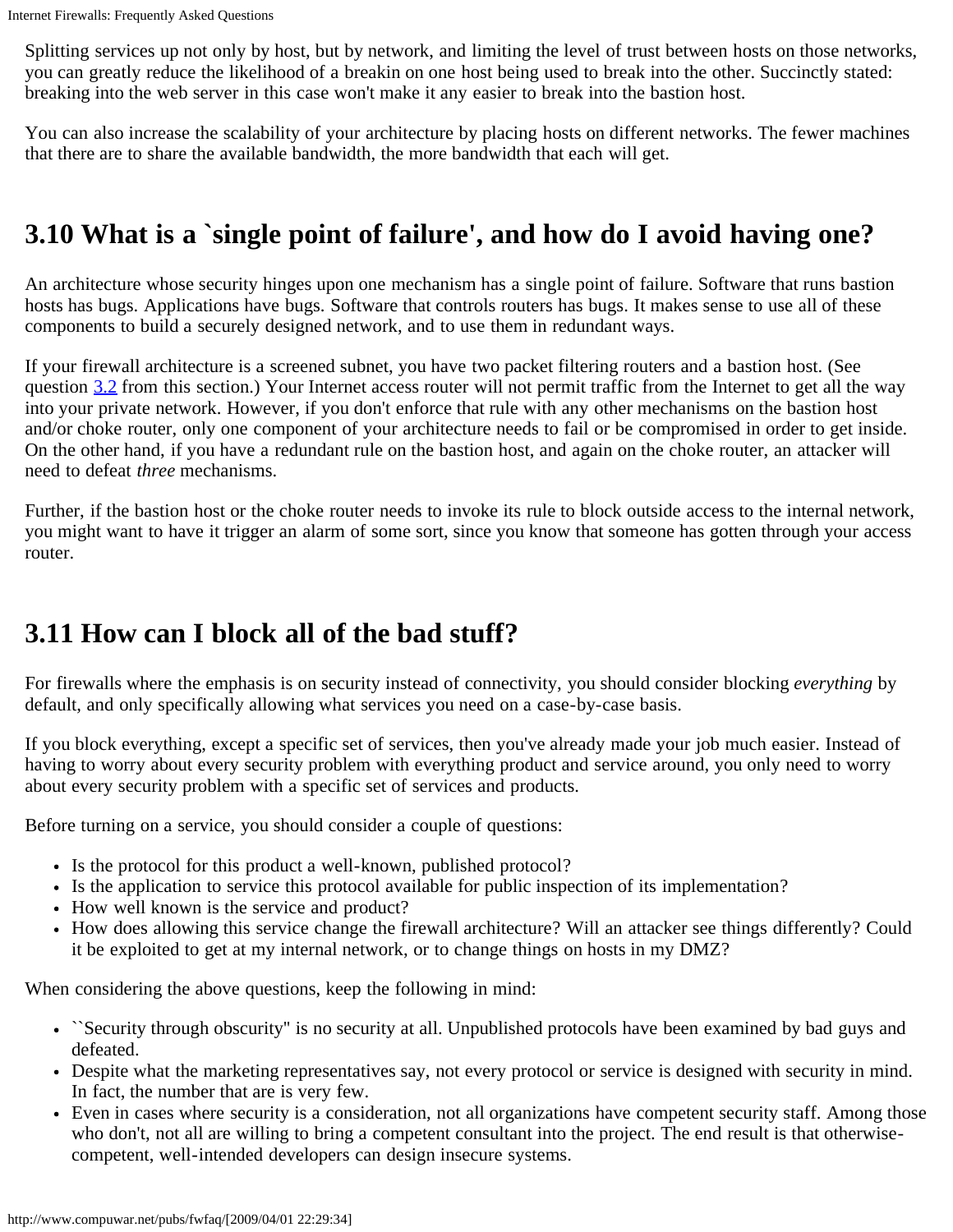Splitting services up not only by host, but by network, and limiting the level of trust between hosts on those networks, you can greatly reduce the likelihood of a breakin on one host being used to break into the other. Succinctly stated: breaking into the web server in this case won't make it any easier to break into the bastion host.

You can also increase the scalability of your architecture by placing hosts on different networks. The fewer machines that there are to share the available bandwidth, the more bandwidth that each will get.

## 3.10 What is a `single point of failure', and how do I avoid having one?

An architecture whose security hinges upon one mechanism has a single point of failure. Software that runs bastion hosts has bugs. Applications have bugs. Software that controls routers has bugs. It makes sense to use all of these components to build a securely designed network, and to use them in redundant ways.

If your firewall architecture is a screened subnet, you have two packet filtering routers and a bastion host. (See question 3.2 from this section.) Your Internet access router will not permit traffic from the Internet to get all the way into your private network. However, if you don't enforce that rule with any other mechanisms on the bastion host and/or choke router, only one component of your architecture needs to fail or be compromised in order to get inside. On the other hand, if you have a redundant rule on the bastion host, and again on the choke router, an attacker will need to defeat *three* mechanisms.

Further, if the bastion host or the choke router needs to invoke its rule to block outside access to the internal network, you might want to have it trigger an alarm of some sort, since you know that someone has gotten through your access router.

## 3.11 How can I block all of the bad stuff?

For firewalls where the emphasis is on security instead of connectivity, you should consider blocking *everything* by default, and only specifically allowing what services you need on a case-by-case basis.

If you block everything, except a specific set of services, then you've already made your job much easier. Instead of having to worry about every security problem with everything product and service around, you only need to worry about every security problem with a specific set of services and products.

Before turning on a service, you should consider a couple of questions:

- Is the protocol for this product a well-known, published protocol?
- Is the application to service this protocol available for public inspection of its implementation?
- How well known is the service and product?
- How does allowing this service change the firewall architecture? Will an attacker see things differently? Could it be exploited to get at my internal network, or to change things on hosts in my DMZ?

When considering the above questions, keep the following in mind:

- ``Security through obscurity'' is no security at all. Unpublished protocols have been examined by bad guys and defeated.
- Despite what the marketing representatives say, not every protocol or service is designed with security in mind. In fact, the number that are is very few.
- Even in cases where security is a consideration, not all organizations have competent security staff. Among those who don't, not all are willing to bring a competent consultant into the project. The end result is that otherwise-competent, well-intended developers can design insecure systems.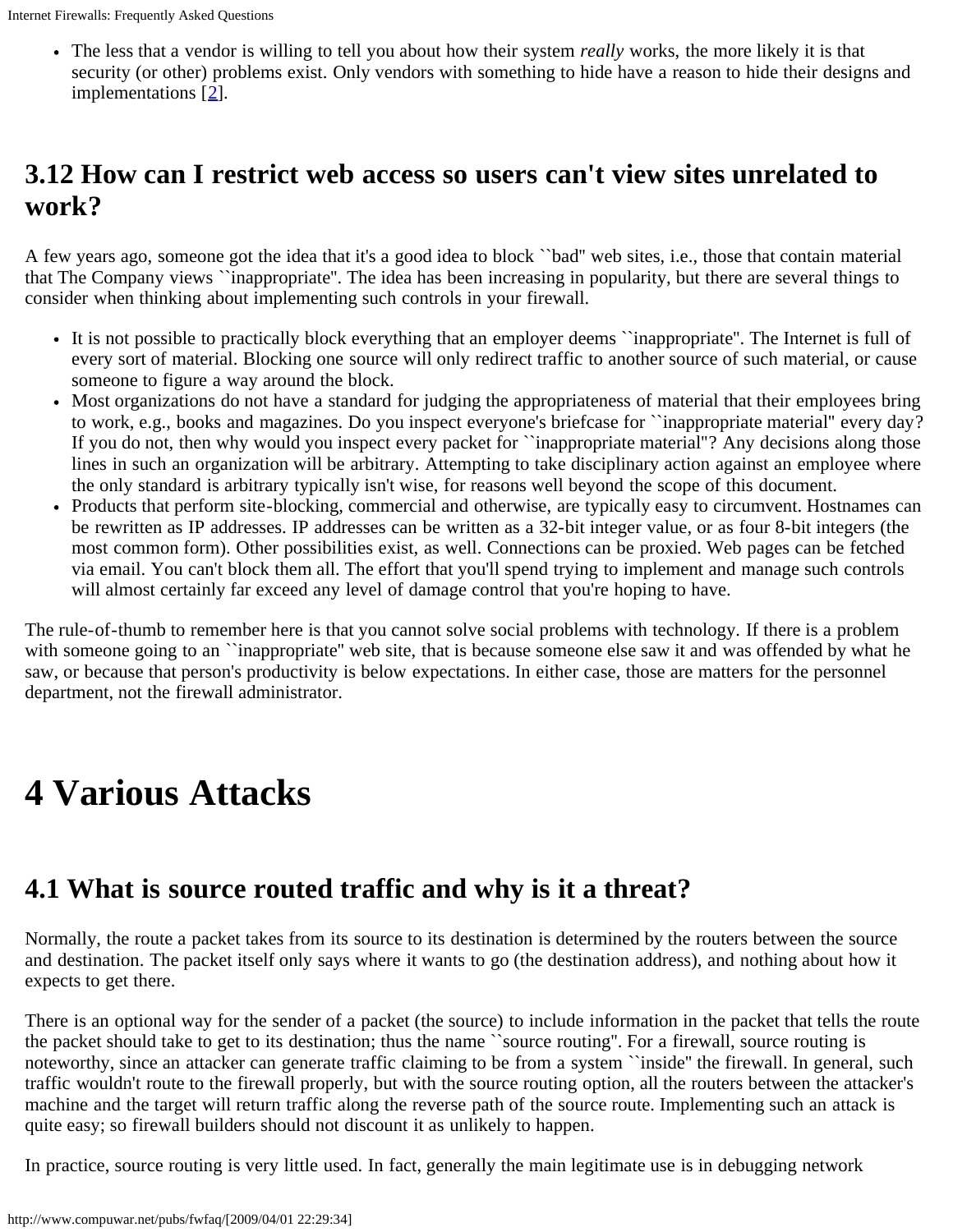- The less that a vendor is willing to tell you about how their system *really* works, the more likely it is that security (or other) problems exist. Only vendors with something to hide have a reason to hide their designs and implementations [2].

## 3.12 How can I restrict web access so users can't view sites unrelated to work?

A few years ago, someone got the idea that it's a good idea to block ``bad'' web sites, i.e., those that contain material that The Company views ``inappropriate''. The idea has been increasing in popularity, but there are several things to consider when thinking about implementing such controls in your firewall.

- It is not possible to practically block everything that an employer deems ``inappropriate''. The Internet is full of every sort of material. Blocking one source will only redirect traffic to another source of such material, or cause someone to figure a way around the block.
- Most organizations do not have a standard for judging the appropriateness of material that their employees bring to work, e.g., books and magazines. Do you inspect everyone's briefcase for ``inappropriate material'' every day? If you do not, then why would you inspect every packet for ``inappropriate material''? Any decisions along those lines in such an organization will be arbitrary. Attempting to take disciplinary action against an employee where the only standard is arbitrary typically isn't wise, for reasons well beyond the scope of this document.
- Products that perform site-blocking, commercial and otherwise, are typically easy to circumvent. Hostnames can be rewritten as IP addresses. IP addresses can be written as a 32-bit integer value, or as four 8-bit integers (the most common form). Other possibilities exist, as well. Connections can be proxied. Web pages can be fetched via email. You can't block them all. The effort that you'll spend trying to implement and manage such controls will almost certainly far exceed any level of damage control that you're hoping to have.

The rule-of-thumb to remember here is that you cannot solve social problems with technology. If there is a problem with someone going to an ``inappropriate'' web site, that is because someone else saw it and was offended by what he saw, or because that person's productivity is below expectations. In either case, those are matters for the personnel department, not the firewall administrator.

# 4 Various Attacks

## 4.1 What is source routed traffic and why is it a threat?

Normally, the route a packet takes from its source to its destination is determined by the routers between the source and destination. The packet itself only says where it wants to go (the destination address), and nothing about how it expects to get there.

There is an optional way for the sender of a packet (the source) to include information in the packet that tells the route the packet should take to get to its destination; thus the name ``source routing''. For a firewall, source routing is noteworthy, since an attacker can generate traffic claiming to be from a system ``inside'' the firewall. In general, such traffic wouldn't route to the firewall properly, but with the source routing option, all the routers between the attacker's machine and the target will return traffic along the reverse path of the source route. Implementing such an attack is quite easy; so firewall builders should not discount it as unlikely to happen.

In practice, source routing is very little used. In fact, generally the main legitimate use is in debugging network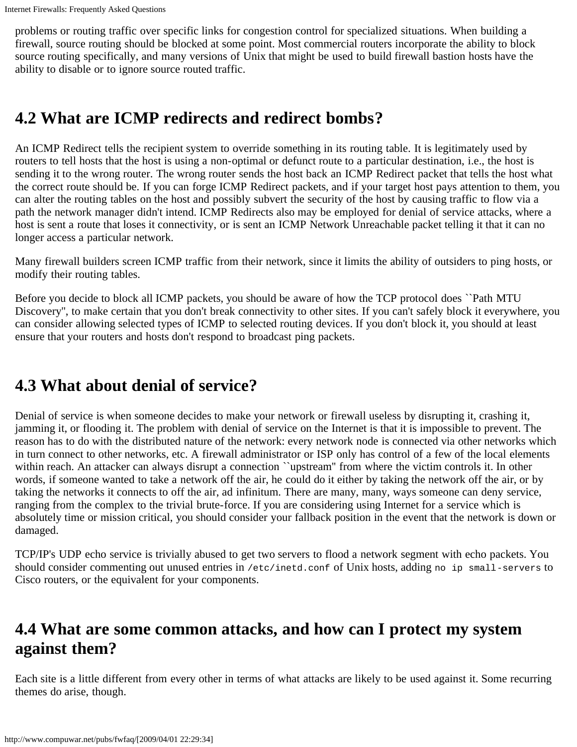problems or routing traffic over specific links for congestion control for specialized situations. When building a firewall, source routing should be blocked at some point. Most commercial routers incorporate the ability to block source routing specifically, and many versions of Unix that might be used to build firewall bastion hosts have the ability to disable or to ignore source routed traffic.

## 4.2 What are ICMP redirects and redirect bombs?

An ICMP Redirect tells the recipient system to override something in its routing table. It is legitimately used by routers to tell hosts that the host is using a non-optimal or defunct route to a particular destination, i.e., the host is sending it to the wrong router. The wrong router sends the host back an ICMP Redirect packet that tells the host what the correct route should be. If you can forge ICMP Redirect packets, and if your target host pays attention to them, you can alter the routing tables on the host and possibly subvert the security of the host by causing traffic to flow via a path the network manager didn't intend. ICMP Redirects also may be employed for denial of service attacks, where a host is sent a route that loses it connectivity, or is sent an ICMP Network Unreachable packet telling it that it can no longer access a particular network.

Many firewall builders screen ICMP traffic from their network, since it limits the ability of outsiders to ping hosts, or modify their routing tables.

Before you decide to block all ICMP packets, you should be aware of how the TCP protocol does ``Path MTU Discovery'', to make certain that you don't break connectivity to other sites. If you can't safely block it everywhere, you can consider allowing selected types of ICMP to selected routing devices. If you don't block it, you should at least ensure that your routers and hosts don't respond to broadcast ping packets.

## 4.3 What about denial of service?

Denial of service is when someone decides to make your network or firewall useless by disrupting it, crashing it, jamming it, or flooding it. The problem with denial of service on the Internet is that it is impossible to prevent. The reason has to do with the distributed nature of the network: every network node is connected via other networks which in turn connect to other networks, etc. A firewall administrator or ISP only has control of a few of the local elements within reach. An attacker can always disrupt a connection ``upstream'' from where the victim controls it. In other words, if someone wanted to take a network off the air, he could do it either by taking the network off the air, or by taking the networks it connects to off the air, ad infinitum. There are many, many, ways someone can deny service, ranging from the complex to the trivial brute-force. If you are considering using Internet for a service which is absolutely time or mission critical, you should consider your fallback position in the event that the network is down or damaged.

TCP/IP's UDP echo service is trivially abused to get two servers to flood a network segment with echo packets. You should consider commenting out unused entries in `/etc/inetd.conf` of Unix hosts, adding `no ip small-servers` to Cisco routers, or the equivalent for your components.

## 4.4 What are some common attacks, and how can I protect my system against them?

Each site is a little different from every other in terms of what attacks are likely to be used against it. Some recurring themes do arise, though.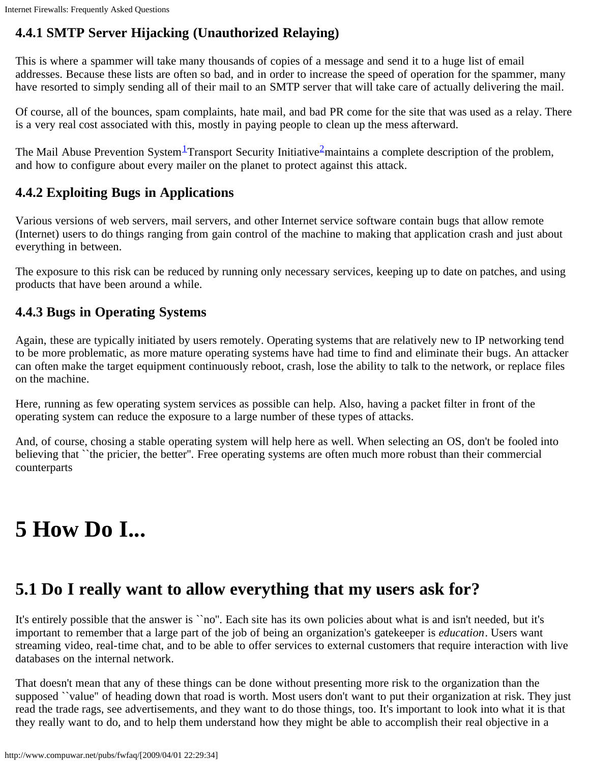### 4.4.1 SMTP Server Hijacking (Unauthorized Relaying)

This is where a spammer will take many thousands of copies of a message and send it to a huge list of email addresses. Because these lists are often so bad, and in order to increase the speed of operation for the spammer, many have resorted to simply sending all of their mail to an SMTP server that will take care of actually delivering the mail.

Of course, all of the bounces, spam complaints, hate mail, and bad PR come for the site that was used as a relay. There is a very real cost associated with this, mostly in paying people to clean up the mess afterward.

The Mail Abuse Prevention System[1]Transport Security Initiative[2]maintains a complete description of the problem, and how to configure about every mailer on the planet to protect against this attack.

### 4.4.2 Exploiting Bugs in Applications

Various versions of web servers, mail servers, and other Internet service software contain bugs that allow remote (Internet) users to do things ranging from gain control of the machine to making that application crash and just about everything in between.

The exposure to this risk can be reduced by running only necessary services, keeping up to date on patches, and using products that have been around a while.

### 4.4.3 Bugs in Operating Systems

Again, these are typically initiated by users remotely. Operating systems that are relatively new to IP networking tend to be more problematic, as more mature operating systems have had time to find and eliminate their bugs. An attacker can often make the target equipment continuously reboot, crash, lose the ability to talk to the network, or replace files on the machine.

Here, running as few operating system services as possible can help. Also, having a packet filter in front of the operating system can reduce the exposure to a large number of these types of attacks.

And, of course, chosing a stable operating system will help here as well. When selecting an OS, don't be fooled into believing that ``the pricier, the better''. Free operating systems are often much more robust than their commercial counterparts

# 5 How Do I...

## 5.1 Do I really want to allow everything that my users ask for?

It's entirely possible that the answer is ``no''. Each site has its own policies about what is and isn't needed, but it's important to remember that a large part of the job of being an organization's gatekeeper is *education*. Users want streaming video, real-time chat, and to be able to offer services to external customers that require interaction with live databases on the internal network.

That doesn't mean that any of these things can be done without presenting more risk to the organization than the supposed ``value'' of heading down that road is worth. Most users don't want to put their organization at risk. They just read the trade rags, see advertisements, and they want to do those things, too. It's important to look into what it is that they really want to do, and to help them understand how they might be able to accomplish their real objective in a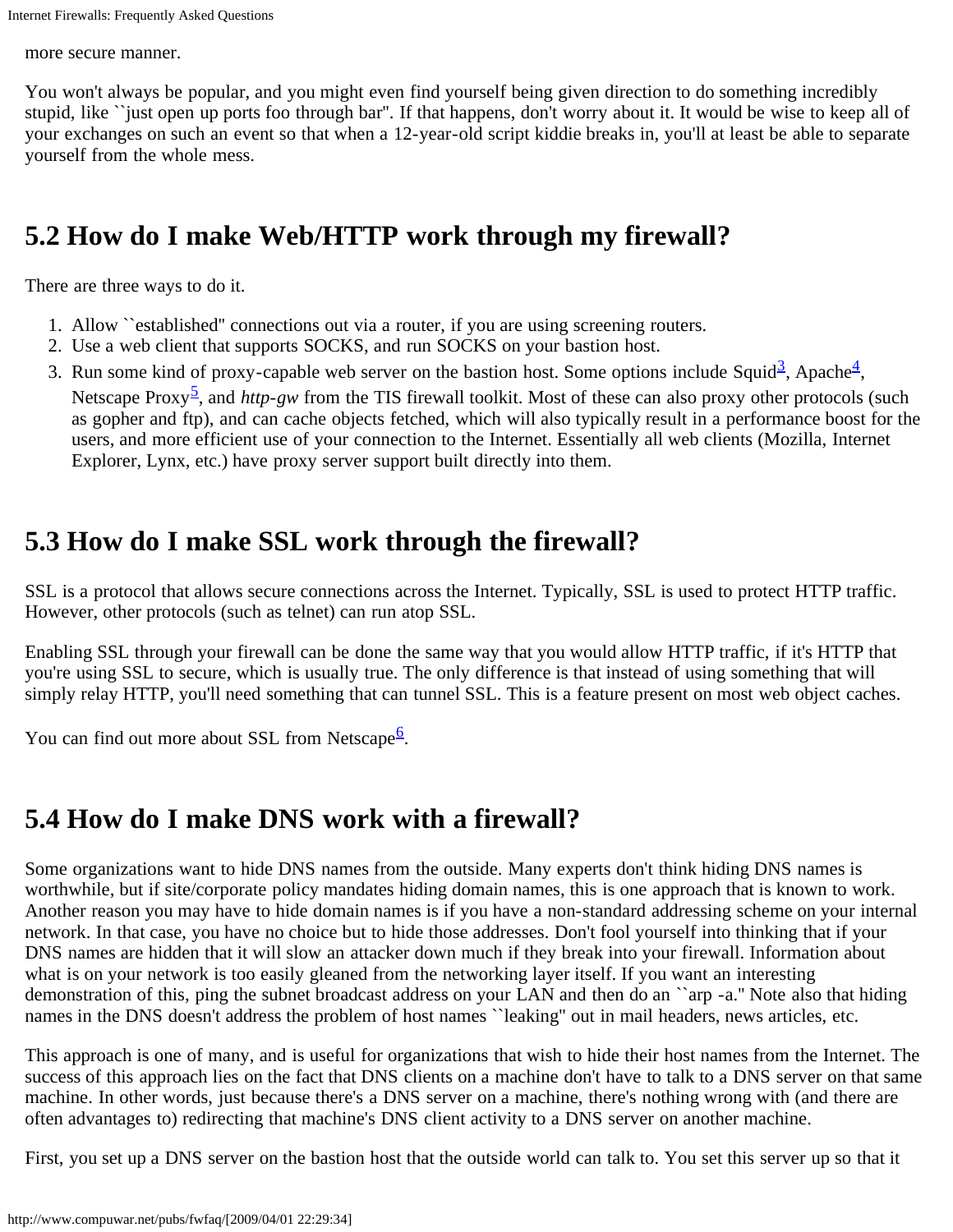more secure manner.

You won't always be popular, and you might even find yourself being given direction to do something incredibly stupid, like ``just open up ports foo through bar''. If that happens, don't worry about it. It would be wise to keep all of your exchanges on such an event so that when a 12-year-old script kiddie breaks in, you'll at least be able to separate yourself from the whole mess.

## 5.2 How do I make Web/HTTP work through my firewall?

There are three ways to do it.

1. Allow ``established'' connections out via a router, if you are using screening routers.
2. Use a web client that supports SOCKS, and run SOCKS on your bastion host.
3. Run some kind of proxy-capable web server on the bastion host. Some options include Squid[3], Apache[4], Netscape Proxy[5], and *http-gw* from the TIS firewall toolkit. Most of these can also proxy other protocols (such as gopher and ftp), and can cache objects fetched, which will also typically result in a performance boost for the users, and more efficient use of your connection to the Internet. Essentially all web clients (Mozilla, Internet Explorer, Lynx, etc.) have proxy server support built directly into them.

## 5.3 How do I make SSL work through the firewall?

SSL is a protocol that allows secure connections across the Internet. Typically, SSL is used to protect HTTP traffic. However, other protocols (such as telnet) can run atop SSL.

Enabling SSL through your firewall can be done the same way that you would allow HTTP traffic, if it's HTTP that you're using SSL to secure, which is usually true. The only difference is that instead of using something that will simply relay HTTP, you'll need something that can tunnel SSL. This is a feature present on most web object caches.

You can find out more about SSL from Netscape[6].

## 5.4 How do I make DNS work with a firewall?

Some organizations want to hide DNS names from the outside. Many experts don't think hiding DNS names is worthwhile, but if site/corporate policy mandates hiding domain names, this is one approach that is known to work. Another reason you may have to hide domain names is if you have a non-standard addressing scheme on your internal network. In that case, you have no choice but to hide those addresses. Don't fool yourself into thinking that if your DNS names are hidden that it will slow an attacker down much if they break into your firewall. Information about what is on your network is too easily gleaned from the networking layer itself. If you want an interesting demonstration of this, ping the subnet broadcast address on your LAN and then do an ``arp -a.'' Note also that hiding names in the DNS doesn't address the problem of host names ``leaking'' out in mail headers, news articles, etc.

This approach is one of many, and is useful for organizations that wish to hide their host names from the Internet. The success of this approach lies on the fact that DNS clients on a machine don't have to talk to a DNS server on that same machine. In other words, just because there's a DNS server on a machine, there's nothing wrong with (and there are often advantages to) redirecting that machine's DNS client activity to a DNS server on another machine.

First, you set up a DNS server on the bastion host that the outside world can talk to. You set this server up so that it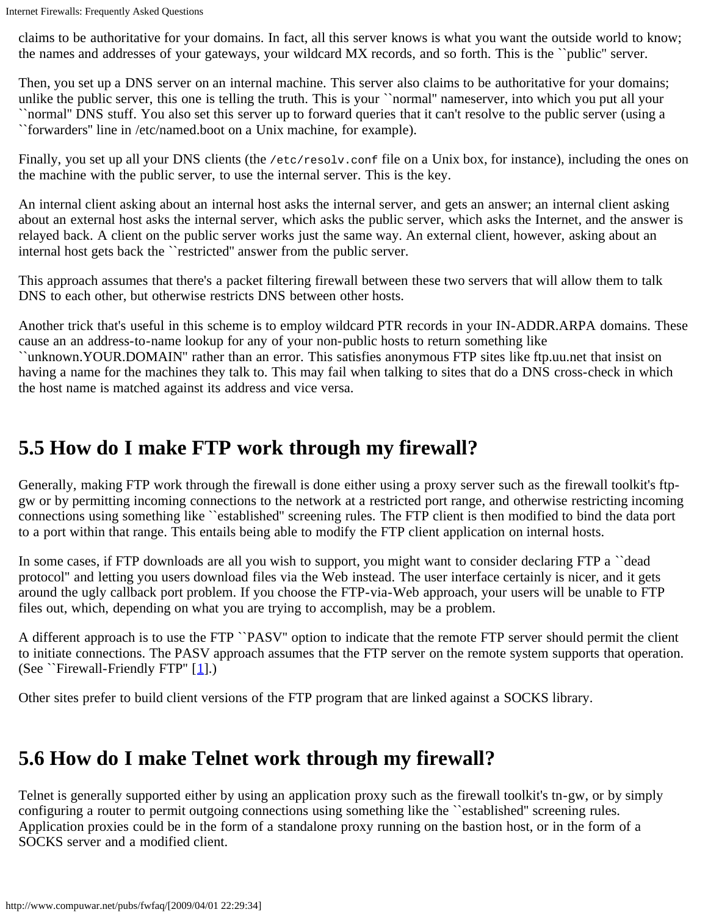claims to be authoritative for your domains. In fact, all this server knows is what you want the outside world to know; the names and addresses of your gateways, your wildcard MX records, and so forth. This is the ``public'' server.

Then, you set up a DNS server on an internal machine. This server also claims to be authoritative for your domains; unlike the public server, this one is telling the truth. This is your ``normal'' nameserver, into which you put all your ``normal'' DNS stuff. You also set this server up to forward queries that it can't resolve to the public server (using a ``forwarders'' line in /etc/named.boot on a Unix machine, for example).

Finally, you set up all your DNS clients (the `/etc/resolv.conf` file on a Unix box, for instance), including the ones on the machine with the public server, to use the internal server. This is the key.

An internal client asking about an internal host asks the internal server, and gets an answer; an internal client asking about an external host asks the internal server, which asks the public server, which asks the Internet, and the answer is relayed back. A client on the public server works just the same way. An external client, however, asking about an internal host gets back the ``restricted'' answer from the public server.

This approach assumes that there's a packet filtering firewall between these two servers that will allow them to talk DNS to each other, but otherwise restricts DNS between other hosts.

Another trick that's useful in this scheme is to employ wildcard PTR records in your IN-ADDR.ARPA domains. These cause an an address-to-name lookup for any of your non-public hosts to return something like ``unknown.YOUR.DOMAIN'' rather than an error. This satisfies anonymous FTP sites like ftp.uu.net that insist on having a name for the machines they talk to. This may fail when talking to sites that do a DNS cross-check in which the host name is matched against its address and vice versa.

## 5.5 How do I make FTP work through my firewall?

Generally, making FTP work through the firewall is done either using a proxy server such as the firewall toolkit's ftp-gw or by permitting incoming connections to the network at a restricted port range, and otherwise restricting incoming connections using something like ``established'' screening rules. The FTP client is then modified to bind the data port to a port within that range. This entails being able to modify the FTP client application on internal hosts.

In some cases, if FTP downloads are all you wish to support, you might want to consider declaring FTP a ``dead protocol'' and letting you users download files via the Web instead. The user interface certainly is nicer, and it gets around the ugly callback port problem. If you choose the FTP-via-Web approach, your users will be unable to FTP files out, which, depending on what you are trying to accomplish, may be a problem.

A different approach is to use the FTP ``PASV'' option to indicate that the remote FTP server should permit the client to initiate connections. The PASV approach assumes that the FTP server on the remote system supports that operation. (See ``Firewall-Friendly FTP'' [1].)

Other sites prefer to build client versions of the FTP program that are linked against a SOCKS library.

## 5.6 How do I make Telnet work through my firewall?

Telnet is generally supported either by using an application proxy such as the firewall toolkit's tn-gw, or by simply configuring a router to permit outgoing connections using something like the ``established'' screening rules. Application proxies could be in the form of a standalone proxy running on the bastion host, or in the form of a SOCKS server and a modified client.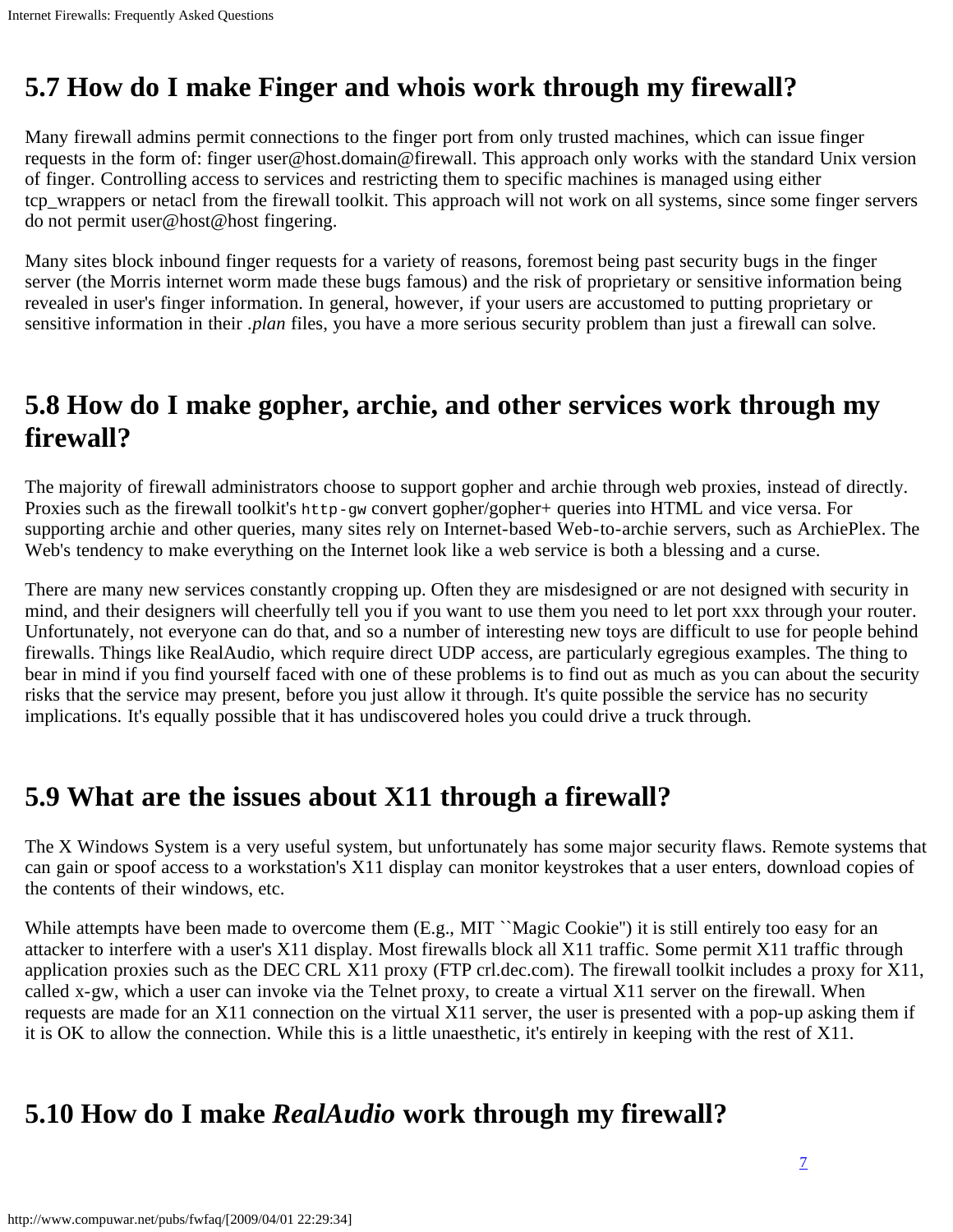## 5.7 How do I make Finger and whois work through my firewall?

Many firewall admins permit connections to the finger port from only trusted machines, which can issue finger requests in the form of: finger user@host.domain@firewall. This approach only works with the standard Unix version of finger. Controlling access to services and restricting them to specific machines is managed using either tcp_wrappers or netacl from the firewall toolkit. This approach will not work on all systems, since some finger servers do not permit user@host@host fingering.

Many sites block inbound finger requests for a variety of reasons, foremost being past security bugs in the finger server (the Morris internet worm made these bugs famous) and the risk of proprietary or sensitive information being revealed in user's finger information. In general, however, if your users are accustomed to putting proprietary or sensitive information in their *.plan* files, you have a more serious security problem than just a firewall can solve.

## 5.8 How do I make gopher, archie, and other services work through my firewall?

The majority of firewall administrators choose to support gopher and archie through web proxies, instead of directly. Proxies such as the firewall toolkit's `http-gw` convert gopher/gopher+ queries into HTML and vice versa. For supporting archie and other queries, many sites rely on Internet-based Web-to-archie servers, such as ArchiePlex. The Web's tendency to make everything on the Internet look like a web service is both a blessing and a curse.

There are many new services constantly cropping up. Often they are misdesigned or are not designed with security in mind, and their designers will cheerfully tell you if you want to use them you need to let port xxx through your router. Unfortunately, not everyone can do that, and so a number of interesting new toys are difficult to use for people behind firewalls. Things like RealAudio, which require direct UDP access, are particularly egregious examples. The thing to bear in mind if you find yourself faced with one of these problems is to find out as much as you can about the security risks that the service may present, before you just allow it through. It's quite possible the service has no security implications. It's equally possible that it has undiscovered holes you could drive a truck through.

## 5.9 What are the issues about X11 through a firewall?

The X Windows System is a very useful system, but unfortunately has some major security flaws. Remote systems that can gain or spoof access to a workstation's X11 display can monitor keystrokes that a user enters, download copies of the contents of their windows, etc.

While attempts have been made to overcome them (E.g., MIT ``Magic Cookie'') it is still entirely too easy for an attacker to interfere with a user's X11 display. Most firewalls block all X11 traffic. Some permit X11 traffic through application proxies such as the DEC CRL X11 proxy (FTP crl.dec.com). The firewall toolkit includes a proxy for X11, called x-gw, which a user can invoke via the Telnet proxy, to create a virtual X11 server on the firewall. When requests are made for an X11 connection on the virtual X11 server, the user is presented with a pop-up asking them if it is OK to allow the connection. While this is a little unaesthetic, it's entirely in keeping with the rest of X11.

## 5.10 How do I make *RealAudio* work through my firewall?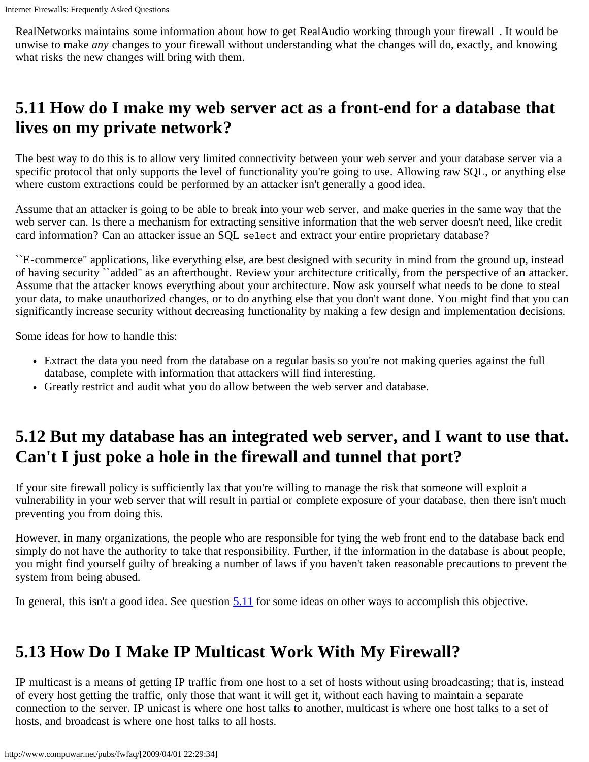RealNetworks maintains some information about how to get RealAudio working through your firewall . It would be unwise to make *any* changes to your firewall without understanding what the changes will do, exactly, and knowing what risks the new changes will bring with them.

## 5.11 How do I make my web server act as a front-end for a database that lives on my private network?

The best way to do this is to allow very limited connectivity between your web server and your database server via a specific protocol that only supports the level of functionality you're going to use. Allowing raw SQL, or anything else where custom extractions could be performed by an attacker isn't generally a good idea.

Assume that an attacker is going to be able to break into your web server, and make queries in the same way that the web server can. Is there a mechanism for extracting sensitive information that the web server doesn't need, like credit card information? Can an attacker issue an SQL `select` and extract your entire proprietary database?

``E-commerce'' applications, like everything else, are best designed with security in mind from the ground up, instead of having security ``added'' as an afterthought. Review your architecture critically, from the perspective of an attacker. Assume that the attacker knows everything about your architecture. Now ask yourself what needs to be done to steal your data, to make unauthorized changes, or to do anything else that you don't want done. You might find that you can significantly increase security without decreasing functionality by making a few design and implementation decisions.

Some ideas for how to handle this:

- Extract the data you need from the database on a regular basis so you're not making queries against the full database, complete with information that attackers will find interesting.
- Greatly restrict and audit what you do allow between the web server and database.

## 5.12 But my database has an integrated web server, and I want to use that. Can't I just poke a hole in the firewall and tunnel that port?

If your site firewall policy is sufficiently lax that you're willing to manage the risk that someone will exploit a vulnerability in your web server that will result in partial or complete exposure of your database, then there isn't much preventing you from doing this.

However, in many organizations, the people who are responsible for tying the web front end to the database back end simply do not have the authority to take that responsibility. Further, if the information in the database is about people, you might find yourself guilty of breaking a number of laws if you haven't taken reasonable precautions to prevent the system from being abused.

In general, this isn't a good idea. See question 5.11 for some ideas on other ways to accomplish this objective.

## 5.13 How Do I Make IP Multicast Work With My Firewall?

IP multicast is a means of getting IP traffic from one host to a set of hosts without using broadcasting; that is, instead of every host getting the traffic, only those that want it will get it, without each having to maintain a separate connection to the server. IP unicast is where one host talks to another, multicast is where one host talks to a set of hosts, and broadcast is where one host talks to all hosts.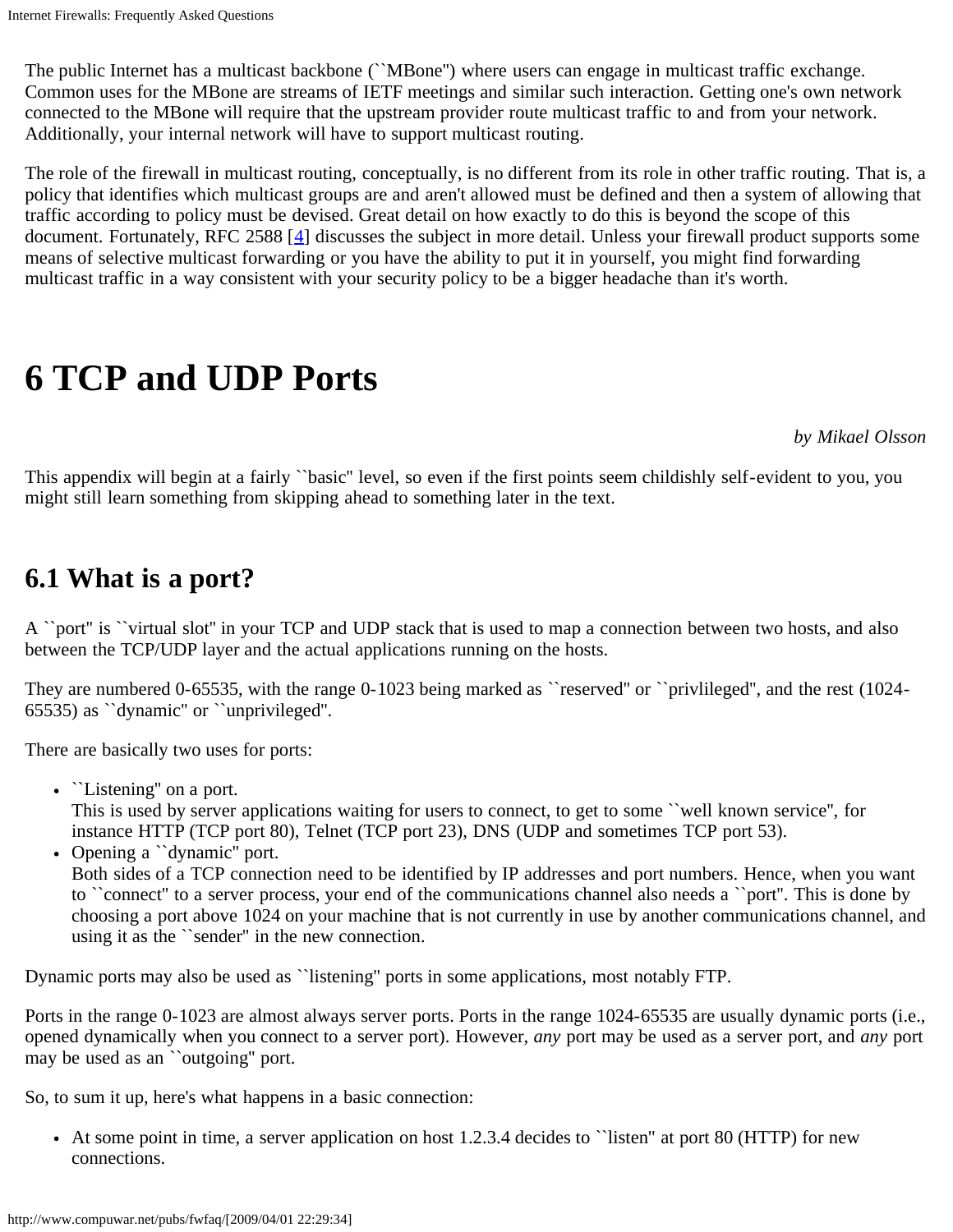The public Internet has a multicast backbone (``MBone'') where users can engage in multicast traffic exchange. Common uses for the MBone are streams of IETF meetings and similar such interaction. Getting one's own network connected to the MBone will require that the upstream provider route multicast traffic to and from your network. Additionally, your internal network will have to support multicast routing.

The role of the firewall in multicast routing, conceptually, is no different from its role in other traffic routing. That is, a policy that identifies which multicast groups are and aren't allowed must be defined and then a system of allowing that traffic according to policy must be devised. Great detail on how exactly to do this is beyond the scope of this document. Fortunately, RFC 2588 [4] discusses the subject in more detail. Unless your firewall product supports some means of selective multicast forwarding or you have the ability to put it in yourself, you might find forwarding multicast traffic in a way consistent with your security policy to be a bigger headache than it's worth.

# 6 TCP and UDP Ports

*by Mikael Olsson*

This appendix will begin at a fairly ``basic'' level, so even if the first points seem childishly self-evident to you, you might still learn something from skipping ahead to something later in the text.

## 6.1 What is a port?

A ``port'' is ``virtual slot'' in your TCP and UDP stack that is used to map a connection between two hosts, and also between the TCP/UDP layer and the actual applications running on the hosts.

They are numbered 0-65535, with the range 0-1023 being marked as ``reserved'' or ``privlileged'', and the rest (1024-65535) as ``dynamic'' or ``unprivileged''.

There are basically two uses for ports:

- ``Listening'' on a port.
  This is used by server applications waiting for users to connect, to get to some ``well known service'', for instance HTTP (TCP port 80), Telnet (TCP port 23), DNS (UDP and sometimes TCP port 53).
- Opening a ``dynamic'' port.
  Both sides of a TCP connection need to be identified by IP addresses and port numbers. Hence, when you want to ``connect'' to a server process, your end of the communications channel also needs a ``port''. This is done by choosing a port above 1024 on your machine that is not currently in use by another communications channel, and using it as the ``sender'' in the new connection.

Dynamic ports may also be used as ``listening'' ports in some applications, most notably FTP.

Ports in the range 0-1023 are almost always server ports. Ports in the range 1024-65535 are usually dynamic ports (i.e., opened dynamically when you connect to a server port). However, *any* port may be used as a server port, and *any* port may be used as an ``outgoing'' port.

So, to sum it up, here's what happens in a basic connection:

- At some point in time, a server application on host 1.2.3.4 decides to ``listen'' at port 80 (HTTP) for new connections.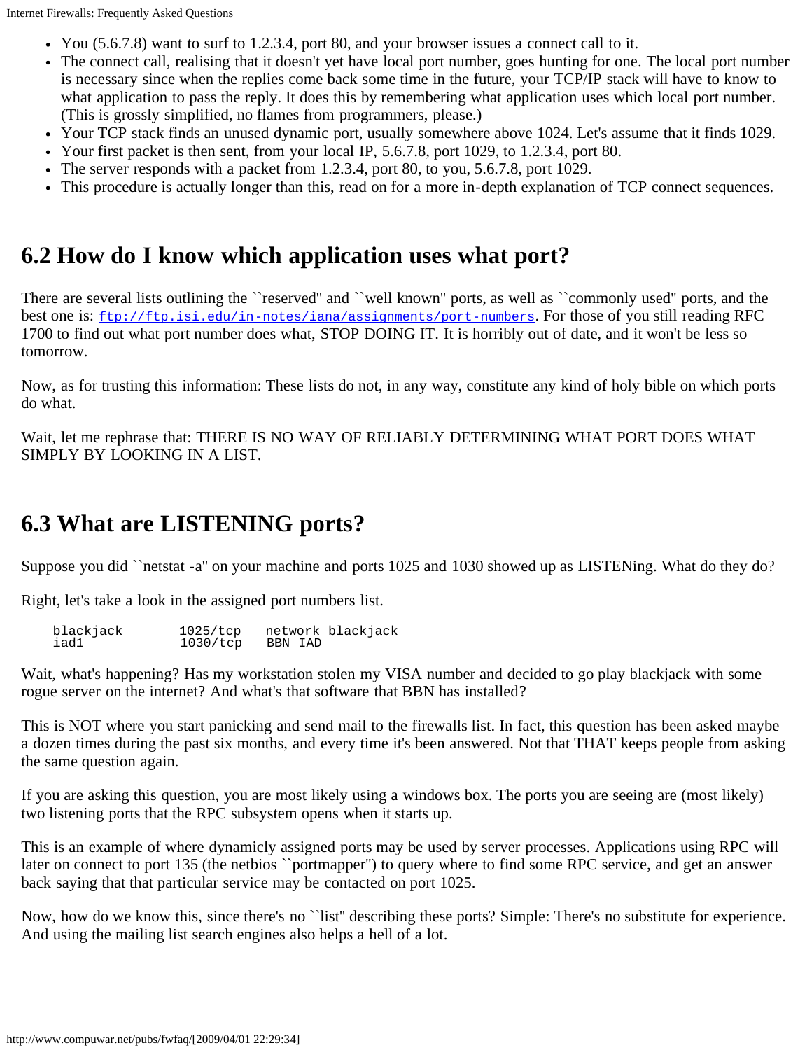- You (5.6.7.8) want to surf to 1.2.3.4, port 80, and your browser issues a connect call to it.
- The connect call, realising that it doesn't yet have local port number, goes hunting for one. The local port number is necessary since when the replies come back some time in the future, your TCP/IP stack will have to know to what application to pass the reply. It does this by remembering what application uses which local port number. (This is grossly simplified, no flames from programmers, please.)
- Your TCP stack finds an unused dynamic port, usually somewhere above 1024. Let's assume that it finds 1029.
- Your first packet is then sent, from your local IP, 5.6.7.8, port 1029, to 1.2.3.4, port 80.
- The server responds with a packet from 1.2.3.4, port 80, to you, 5.6.7.8, port 1029.
- This procedure is actually longer than this, read on for a more in-depth explanation of TCP connect sequences.

## 6.2 How do I know which application uses what port?

There are several lists outlining the ``reserved'' and ``well known'' ports, as well as ``commonly used'' ports, and the best one is: ftp://ftp.isi.edu/in-notes/iana/assignments/port-numbers. For those of you still reading RFC 1700 to find out what port number does what, STOP DOING IT. It is horribly out of date, and it won't be less so tomorrow.

Now, as for trusting this information: These lists do not, in any way, constitute any kind of holy bible on which ports do what.

Wait, let me rephrase that: THERE IS NO WAY OF RELIABLY DETERMINING WHAT PORT DOES WHAT SIMPLY BY LOOKING IN A LIST.

## 6.3 What are LISTENING ports?

Suppose you did ``netstat -a'' on your machine and ports 1025 and 1030 showed up as LISTENing. What do they do?

Right, let's take a look in the assigned port numbers list.

```
blackjack       1025/tcp   network blackjack
iad1            1030/tcp   BBN IAD
```

Wait, what's happening? Has my workstation stolen my VISA number and decided to go play blackjack with some rogue server on the internet? And what's that software that BBN has installed?

This is NOT where you start panicking and send mail to the firewalls list. In fact, this question has been asked maybe a dozen times during the past six months, and every time it's been answered. Not that THAT keeps people from asking the same question again.

If you are asking this question, you are most likely using a windows box. The ports you are seeing are (most likely) two listening ports that the RPC subsystem opens when it starts up.

This is an example of where dynamicly assigned ports may be used by server processes. Applications using RPC will later on connect to port 135 (the netbios ``portmapper'') to query where to find some RPC service, and get an answer back saying that that particular service may be contacted on port 1025.

Now, how do we know this, since there's no ``list'' describing these ports? Simple: There's no substitute for experience. And using the mailing list search engines also helps a hell of a lot.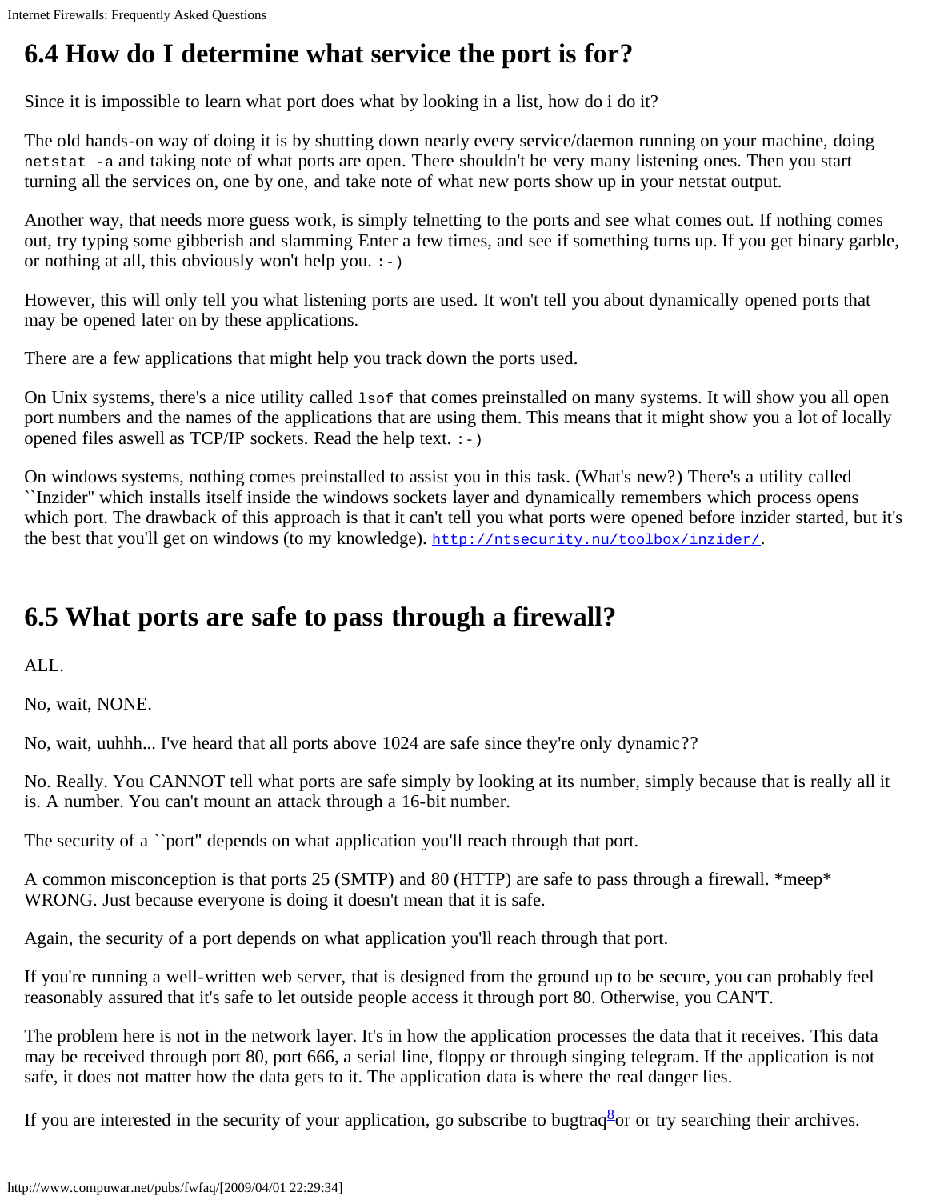## 6.4 How do I determine what service the port is for?

Since it is impossible to learn what port does what by looking in a list, how do i do it?

The old hands-on way of doing it is by shutting down nearly every service/daemon running on your machine, doing `netstat -a` and taking note of what ports are open. There shouldn't be very many listening ones. Then you start turning all the services on, one by one, and take note of what new ports show up in your netstat output.

Another way, that needs more guess work, is simply telnetting to the ports and see what comes out. If nothing comes out, try typing some gibberish and slamming Enter a few times, and see if something turns up. If you get binary garble, or nothing at all, this obviously won't help you. `:-)`

However, this will only tell you what listening ports are used. It won't tell you about dynamically opened ports that may be opened later on by these applications.

There are a few applications that might help you track down the ports used.

On Unix systems, there's a nice utility called `lsof` that comes preinstalled on many systems. It will show you all open port numbers and the names of the applications that are using them. This means that it might show you a lot of locally opened files aswell as TCP/IP sockets. Read the help text. `:-)`

On windows systems, nothing comes preinstalled to assist you in this task. (What's new?) There's a utility called ``Inzider'' which installs itself inside the windows sockets layer and dynamically remembers which process opens which port. The drawback of this approach is that it can't tell you what ports were opened before inzider started, but it's the best that you'll get on windows (to my knowledge). http://ntsecurity.nu/toolbox/inzider/.

## 6.5 What ports are safe to pass through a firewall?

ALL.

No, wait, NONE.

No, wait, uuhhh... I've heard that all ports above 1024 are safe since they're only dynamic??

No. Really. You CANNOT tell what ports are safe simply by looking at its number, simply because that is really all it is. A number. You can't mount an attack through a 16-bit number.

The security of a ``port'' depends on what application you'll reach through that port.

A common misconception is that ports 25 (SMTP) and 80 (HTTP) are safe to pass through a firewall. *meep* WRONG. Just because everyone is doing it doesn't mean that it is safe.

Again, the security of a port depends on what application you'll reach through that port.

If you're running a well-written web server, that is designed from the ground up to be secure, you can probably feel reasonably assured that it's safe to let outside people access it through port 80. Otherwise, you CAN'T.

The problem here is not in the network layer. It's in how the application processes the data that it receives. This data may be received through port 80, port 666, a serial line, floppy or through singing telegram. If the application is not safe, it does not matter how the data gets to it. The application data is where the real danger lies.

If you are interested in the security of your application, go subscribe to bugtraq[8]or or try searching their archives.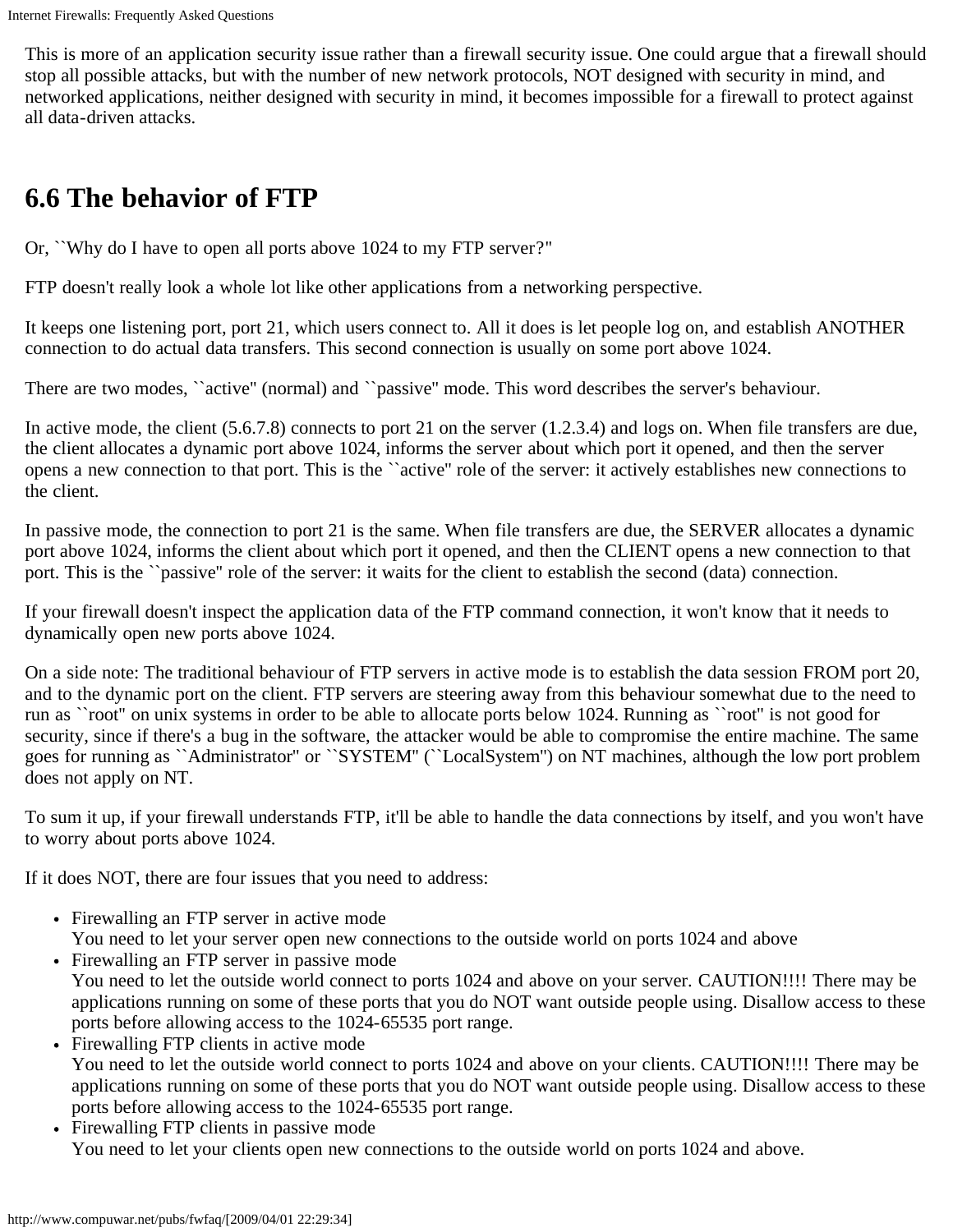This is more of an application security issue rather than a firewall security issue. One could argue that a firewall should stop all possible attacks, but with the number of new network protocols, NOT designed with security in mind, and networked applications, neither designed with security in mind, it becomes impossible for a firewall to protect against all data-driven attacks.

## 6.6 The behavior of FTP

Or, ``Why do I have to open all ports above 1024 to my FTP server?''

FTP doesn't really look a whole lot like other applications from a networking perspective.

It keeps one listening port, port 21, which users connect to. All it does is let people log on, and establish ANOTHER connection to do actual data transfers. This second connection is usually on some port above 1024.

There are two modes, ``active'' (normal) and ``passive'' mode. This word describes the server's behaviour.

In active mode, the client (5.6.7.8) connects to port 21 on the server (1.2.3.4) and logs on. When file transfers are due, the client allocates a dynamic port above 1024, informs the server about which port it opened, and then the server opens a new connection to that port. This is the ``active'' role of the server: it actively establishes new connections to the client.

In passive mode, the connection to port 21 is the same. When file transfers are due, the SERVER allocates a dynamic port above 1024, informs the client about which port it opened, and then the CLIENT opens a new connection to that port. This is the ``passive'' role of the server: it waits for the client to establish the second (data) connection.

If your firewall doesn't inspect the application data of the FTP command connection, it won't know that it needs to dynamically open new ports above 1024.

On a side note: The traditional behaviour of FTP servers in active mode is to establish the data session FROM port 20, and to the dynamic port on the client. FTP servers are steering away from this behaviour somewhat due to the need to run as ``root'' on unix systems in order to be able to allocate ports below 1024. Running as ``root'' is not good for security, since if there's a bug in the software, the attacker would be able to compromise the entire machine. The same goes for running as ``Administrator'' or ``SYSTEM'' (``LocalSystem'') on NT machines, although the low port problem does not apply on NT.

To sum it up, if your firewall understands FTP, it'll be able to handle the data connections by itself, and you won't have to worry about ports above 1024.

If it does NOT, there are four issues that you need to address:

- Firewalling an FTP server in active mode
  You need to let your server open new connections to the outside world on ports 1024 and above
- Firewalling an FTP server in passive mode
  You need to let the outside world connect to ports 1024 and above on your server. CAUTION!!!! There may be applications running on some of these ports that you do NOT want outside people using. Disallow access to these ports before allowing access to the 1024-65535 port range.
- Firewalling FTP clients in active mode
  You need to let the outside world connect to ports 1024 and above on your clients. CAUTION!!!! There may be applications running on some of these ports that you do NOT want outside people using. Disallow access to these ports before allowing access to the 1024-65535 port range.
- Firewalling FTP clients in passive mode
  You need to let your clients open new connections to the outside world on ports 1024 and above.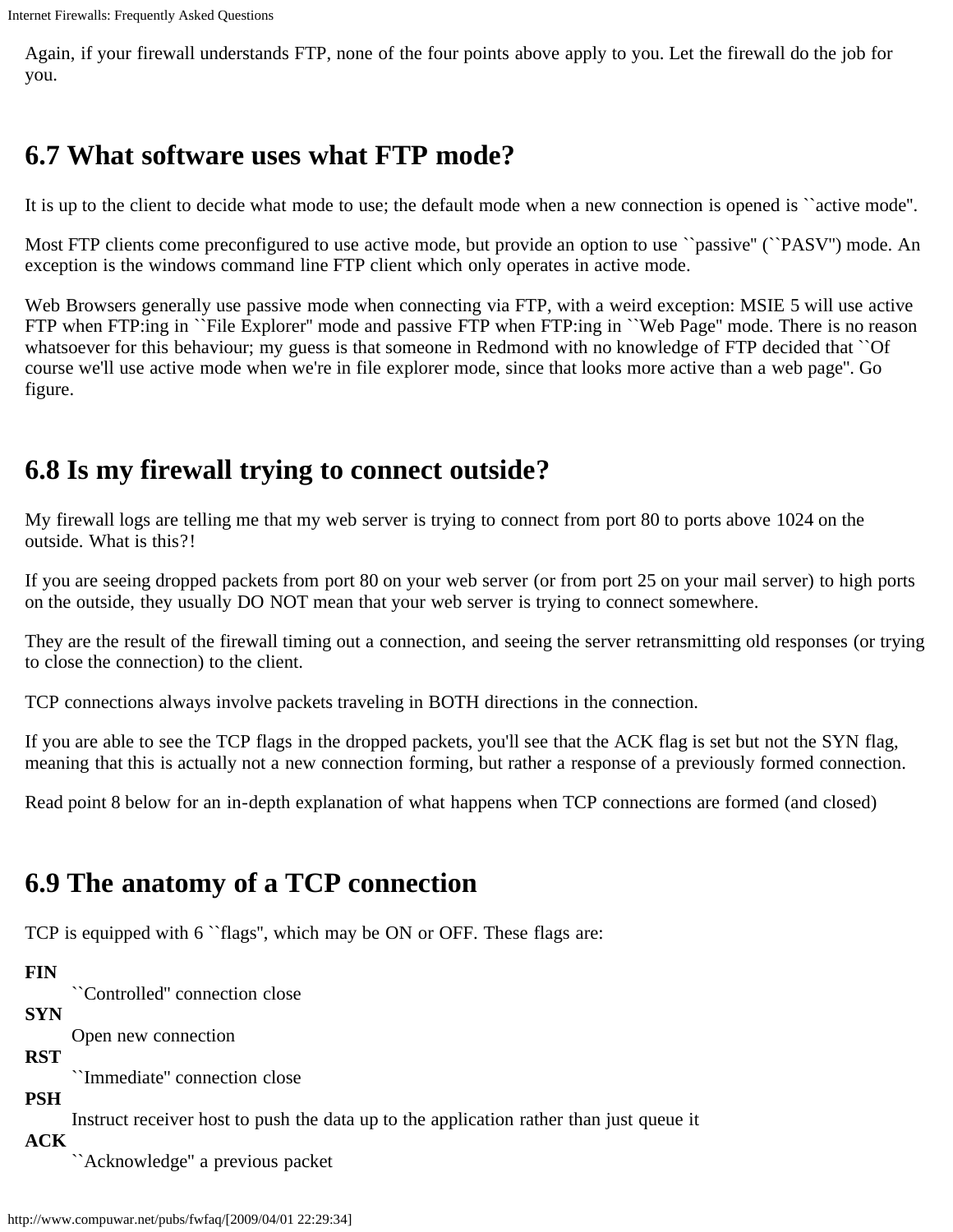Again, if your firewall understands FTP, none of the four points above apply to you. Let the firewall do the job for you.

## 6.7 What software uses what FTP mode?

It is up to the client to decide what mode to use; the default mode when a new connection is opened is ``active mode''.

Most FTP clients come preconfigured to use active mode, but provide an option to use ``passive'' (``PASV'') mode. An exception is the windows command line FTP client which only operates in active mode.

Web Browsers generally use passive mode when connecting via FTP, with a weird exception: MSIE 5 will use active FTP when FTP:ing in ``File Explorer'' mode and passive FTP when FTP:ing in ``Web Page'' mode. There is no reason whatsoever for this behaviour; my guess is that someone in Redmond with no knowledge of FTP decided that ``Of course we'll use active mode when we're in file explorer mode, since that looks more active than a web page''. Go figure.

## 6.8 Is my firewall trying to connect outside?

My firewall logs are telling me that my web server is trying to connect from port 80 to ports above 1024 on the outside. What is this?!

If you are seeing dropped packets from port 80 on your web server (or from port 25 on your mail server) to high ports on the outside, they usually DO NOT mean that your web server is trying to connect somewhere.

They are the result of the firewall timing out a connection, and seeing the server retransmitting old responses (or trying to close the connection) to the client.

TCP connections always involve packets traveling in BOTH directions in the connection.

If you are able to see the TCP flags in the dropped packets, you'll see that the ACK flag is set but not the SYN flag, meaning that this is actually not a new connection forming, but rather a response of a previously formed connection.

Read point 8 below for an in-depth explanation of what happens when TCP connections are formed (and closed)

## 6.9 The anatomy of a TCP connection

TCP is equipped with 6 ``flags'', which may be ON or OFF. These flags are:

**FIN**
: ``Controlled'' connection close

**SYN**
: Open new connection

**RST**
: ``Immediate'' connection close

**PSH**
: Instruct receiver host to push the data up to the application rather than just queue it

**ACK**
: ``Acknowledge'' a previous packet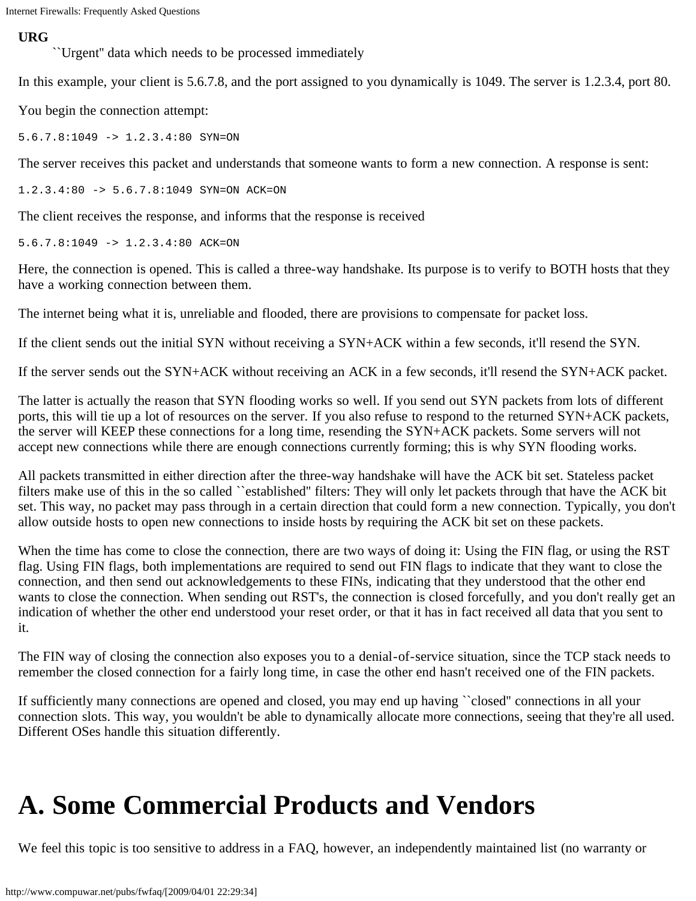**URG**
: ``Urgent'' data which needs to be processed immediately

In this example, your client is 5.6.7.8, and the port assigned to you dynamically is 1049. The server is 1.2.3.4, port 80.

You begin the connection attempt:

```
5.6.7.8:1049 -> 1.2.3.4:80 SYN=ON
```

The server receives this packet and understands that someone wants to form a new connection. A response is sent:

```
1.2.3.4:80 -> 5.6.7.8:1049 SYN=ON ACK=ON
```

The client receives the response, and informs that the response is received

```
5.6.7.8:1049 -> 1.2.3.4:80 ACK=ON
```

Here, the connection is opened. This is called a three-way handshake. Its purpose is to verify to BOTH hosts that they have a working connection between them.

The internet being what it is, unreliable and flooded, there are provisions to compensate for packet loss.

If the client sends out the initial SYN without receiving a SYN+ACK within a few seconds, it'll resend the SYN.

If the server sends out the SYN+ACK without receiving an ACK in a few seconds, it'll resend the SYN+ACK packet.

The latter is actually the reason that SYN flooding works so well. If you send out SYN packets from lots of different ports, this will tie up a lot of resources on the server. If you also refuse to respond to the returned SYN+ACK packets, the server will KEEP these connections for a long time, resending the SYN+ACK packets. Some servers will not accept new connections while there are enough connections currently forming; this is why SYN flooding works.

All packets transmitted in either direction after the three-way handshake will have the ACK bit set. Stateless packet filters make use of this in the so called ``established'' filters: They will only let packets through that have the ACK bit set. This way, no packet may pass through in a certain direction that could form a new connection. Typically, you don't allow outside hosts to open new connections to inside hosts by requiring the ACK bit set on these packets.

When the time has come to close the connection, there are two ways of doing it: Using the FIN flag, or using the RST flag. Using FIN flags, both implementations are required to send out FIN flags to indicate that they want to close the connection, and then send out acknowledgements to these FINs, indicating that they understood that the other end wants to close the connection. When sending out RST's, the connection is closed forcefully, and you don't really get an indication of whether the other end understood your reset order, or that it has in fact received all data that you sent to it.

The FIN way of closing the connection also exposes you to a denial-of-service situation, since the TCP stack needs to remember the closed connection for a fairly long time, in case the other end hasn't received one of the FIN packets.

If sufficiently many connections are opened and closed, you may end up having ``closed'' connections in all your connection slots. This way, you wouldn't be able to dynamically allocate more connections, seeing that they're all used. Different OSes handle this situation differently.

# A. Some Commercial Products and Vendors

We feel this topic is too sensitive to address in a FAQ, however, an independently maintained list (no warranty or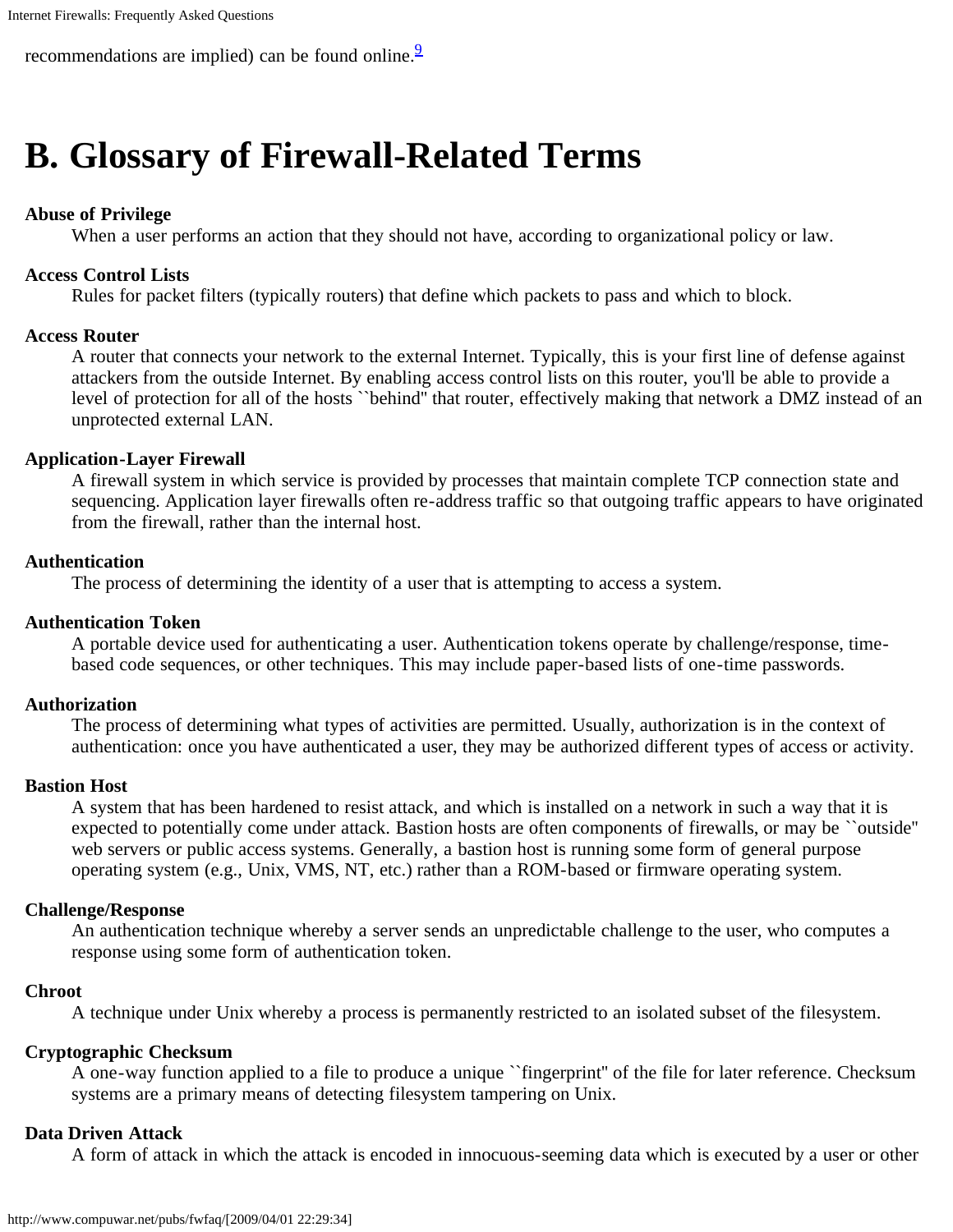recommendations are implied) can be found online.[9]

# B. Glossary of Firewall-Related Terms

**Abuse of Privilege**
: When a user performs an action that they should not have, according to organizational policy or law.

**Access Control Lists**
: Rules for packet filters (typically routers) that define which packets to pass and which to block.

**Access Router**
: A router that connects your network to the external Internet. Typically, this is your first line of defense against attackers from the outside Internet. By enabling access control lists on this router, you'll be able to provide a level of protection for all of the hosts ``behind'' that router, effectively making that network a DMZ instead of an unprotected external LAN.

**Application-Layer Firewall**
: A firewall system in which service is provided by processes that maintain complete TCP connection state and sequencing. Application layer firewalls often re-address traffic so that outgoing traffic appears to have originated from the firewall, rather than the internal host.

**Authentication**
: The process of determining the identity of a user that is attempting to access a system.

**Authentication Token**
: A portable device used for authenticating a user. Authentication tokens operate by challenge/response, time-based code sequences, or other techniques. This may include paper-based lists of one-time passwords.

**Authorization**
: The process of determining what types of activities are permitted. Usually, authorization is in the context of authentication: once you have authenticated a user, they may be authorized different types of access or activity.

**Bastion Host**
: A system that has been hardened to resist attack, and which is installed on a network in such a way that it is expected to potentially come under attack. Bastion hosts are often components of firewalls, or may be ``outside'' web servers or public access systems. Generally, a bastion host is running some form of general purpose operating system (e.g., Unix, VMS, NT, etc.) rather than a ROM-based or firmware operating system.

**Challenge/Response**
: An authentication technique whereby a server sends an unpredictable challenge to the user, who computes a response using some form of authentication token.

**Chroot**
: A technique under Unix whereby a process is permanently restricted to an isolated subset of the filesystem.

**Cryptographic Checksum**
: A one-way function applied to a file to produce a unique ``fingerprint'' of the file for later reference. Checksum systems are a primary means of detecting filesystem tampering on Unix.

**Data Driven Attack**
: A form of attack in which the attack is encoded in innocuous-seeming data which is executed by a user or other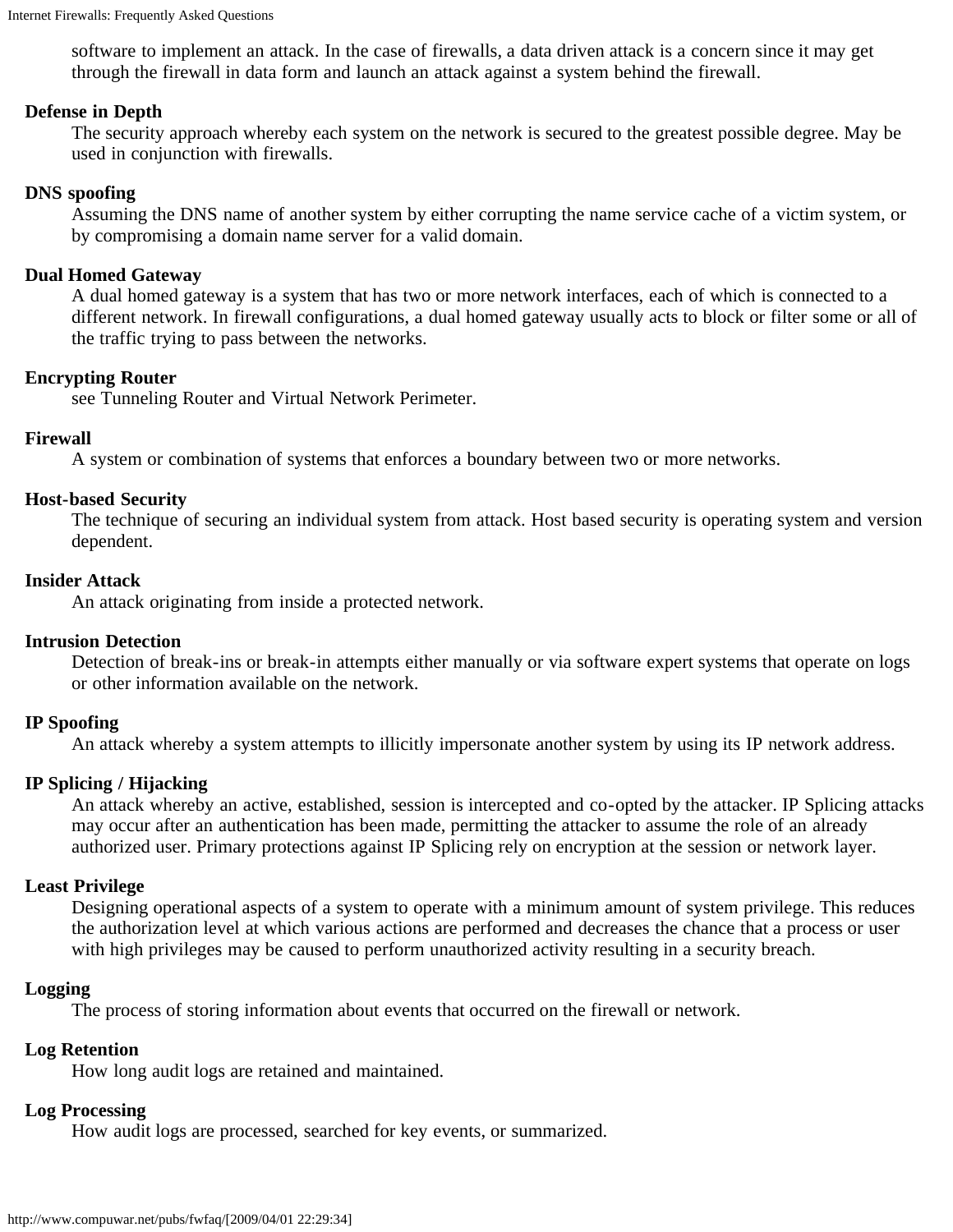software to implement an attack. In the case of firewalls, a data driven attack is a concern since it may get through the firewall in data form and launch an attack against a system behind the firewall.

**Defense in Depth**
: The security approach whereby each system on the network is secured to the greatest possible degree. May be used in conjunction with firewalls.

**DNS spoofing**
: Assuming the DNS name of another system by either corrupting the name service cache of a victim system, or by compromising a domain name server for a valid domain.

**Dual Homed Gateway**
: A dual homed gateway is a system that has two or more network interfaces, each of which is connected to a different network. In firewall configurations, a dual homed gateway usually acts to block or filter some or all of the traffic trying to pass between the networks.

**Encrypting Router**
: see Tunneling Router and Virtual Network Perimeter.

**Firewall**
: A system or combination of systems that enforces a boundary between two or more networks.

**Host-based Security**
: The technique of securing an individual system from attack. Host based security is operating system and version dependent.

**Insider Attack**
: An attack originating from inside a protected network.

**Intrusion Detection**
: Detection of break-ins or break-in attempts either manually or via software expert systems that operate on logs or other information available on the network.

**IP Spoofing**
: An attack whereby a system attempts to illicitly impersonate another system by using its IP network address.

**IP Splicing / Hijacking**
: An attack whereby an active, established, session is intercepted and co-opted by the attacker. IP Splicing attacks may occur after an authentication has been made, permitting the attacker to assume the role of an already authorized user. Primary protections against IP Splicing rely on encryption at the session or network layer.

**Least Privilege**
: Designing operational aspects of a system to operate with a minimum amount of system privilege. This reduces the authorization level at which various actions are performed and decreases the chance that a process or user with high privileges may be caused to perform unauthorized activity resulting in a security breach.

**Logging**
: The process of storing information about events that occurred on the firewall or network.

**Log Retention**
: How long audit logs are retained and maintained.

**Log Processing**
: How audit logs are processed, searched for key events, or summarized.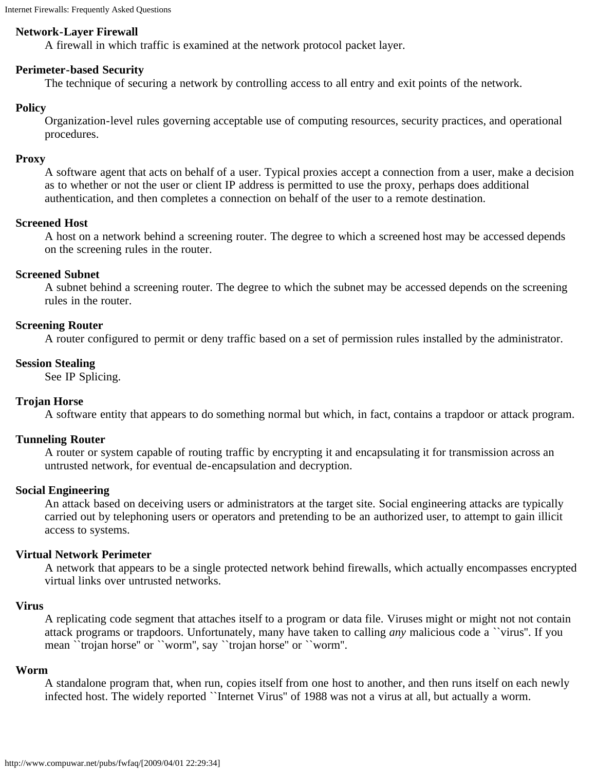**Network-Layer Firewall**
: A firewall in which traffic is examined at the network protocol packet layer.

**Perimeter-based Security**
: The technique of securing a network by controlling access to all entry and exit points of the network.

**Policy**
: Organization-level rules governing acceptable use of computing resources, security practices, and operational procedures.

**Proxy**
: A software agent that acts on behalf of a user. Typical proxies accept a connection from a user, make a decision as to whether or not the user or client IP address is permitted to use the proxy, perhaps does additional authentication, and then completes a connection on behalf of the user to a remote destination.

**Screened Host**
: A host on a network behind a screening router. The degree to which a screened host may be accessed depends on the screening rules in the router.

**Screened Subnet**
: A subnet behind a screening router. The degree to which the subnet may be accessed depends on the screening rules in the router.

**Screening Router**
: A router configured to permit or deny traffic based on a set of permission rules installed by the administrator.

**Session Stealing**
: See IP Splicing.

**Trojan Horse**
: A software entity that appears to do something normal but which, in fact, contains a trapdoor or attack program.

**Tunneling Router**
: A router or system capable of routing traffic by encrypting it and encapsulating it for transmission across an untrusted network, for eventual de-encapsulation and decryption.

**Social Engineering**
: An attack based on deceiving users or administrators at the target site. Social engineering attacks are typically carried out by telephoning users or operators and pretending to be an authorized user, to attempt to gain illicit access to systems.

**Virtual Network Perimeter**
: A network that appears to be a single protected network behind firewalls, which actually encompasses encrypted virtual links over untrusted networks.

**Virus**
: A replicating code segment that attaches itself to a program or data file. Viruses might or might not not contain attack programs or trapdoors. Unfortunately, many have taken to calling *any* malicious code a ``virus''. If you mean ``trojan horse'' or ``worm'', say ``trojan horse'' or ``worm''.

**Worm**
: A standalone program that, when run, copies itself from one host to another, and then runs itself on each newly infected host. The widely reported ``Internet Virus'' of 1988 was not a virus at all, but actually a worm.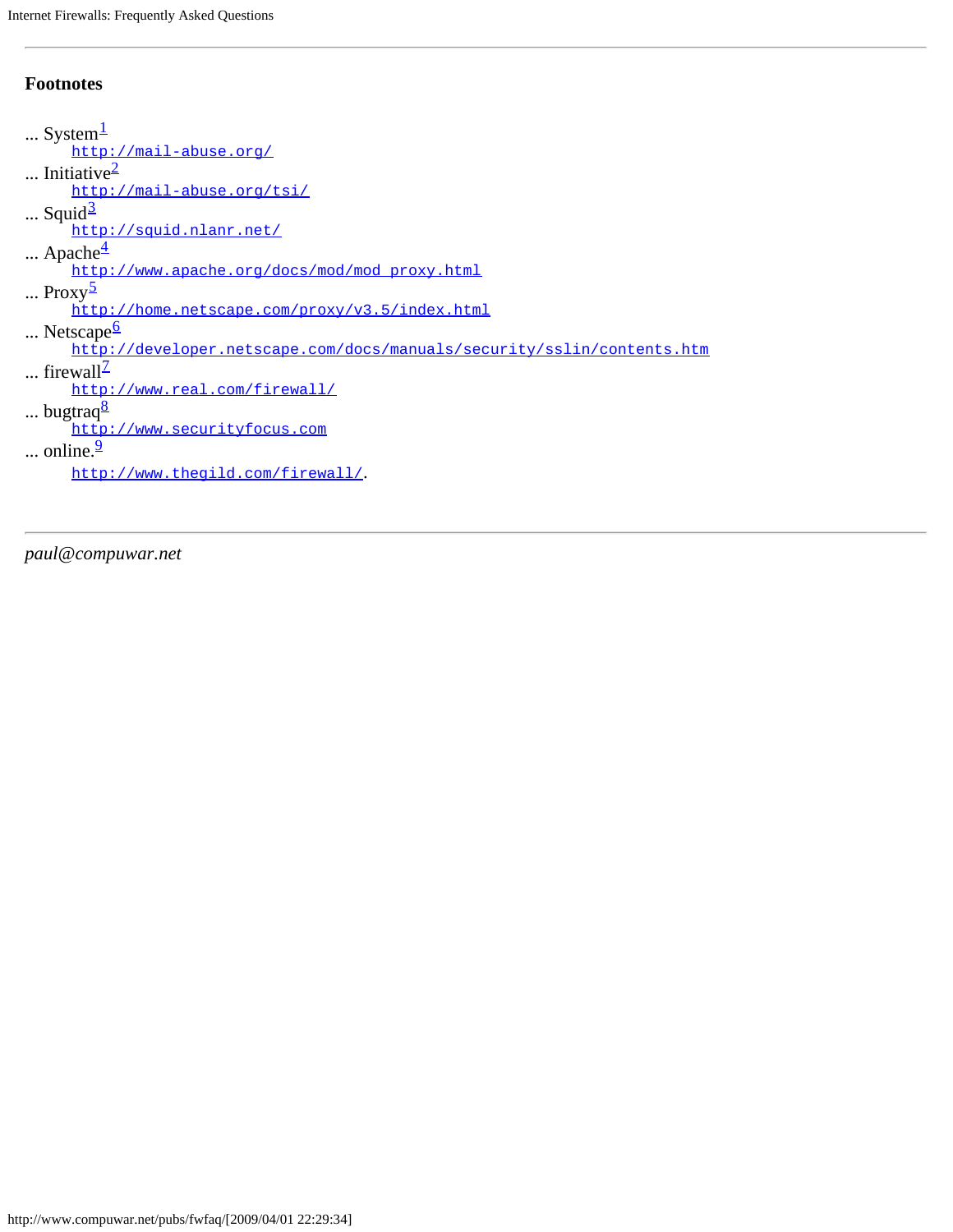### Footnotes

... System[1]
: http://mail-abuse.org/

... Initiative[2]
: http://mail-abuse.org/tsi/

... Squid[3]
: http://squid.nlanr.net/

... Apache[4]
: http://www.apache.org/docs/mod/mod_proxy.html

... Proxy[5]
: http://home.netscape.com/proxy/v3.5/index.html

... Netscape[6]
: http://developer.netscape.com/docs/manuals/security/sslin/contents.htm

... firewall[7]
: http://www.real.com/firewall/

... bugtraq[8]
: http://www.securityfocus.com

... online.[9]
: http://www.thegild.com/firewall/.

---

*paul@compuwar.net*